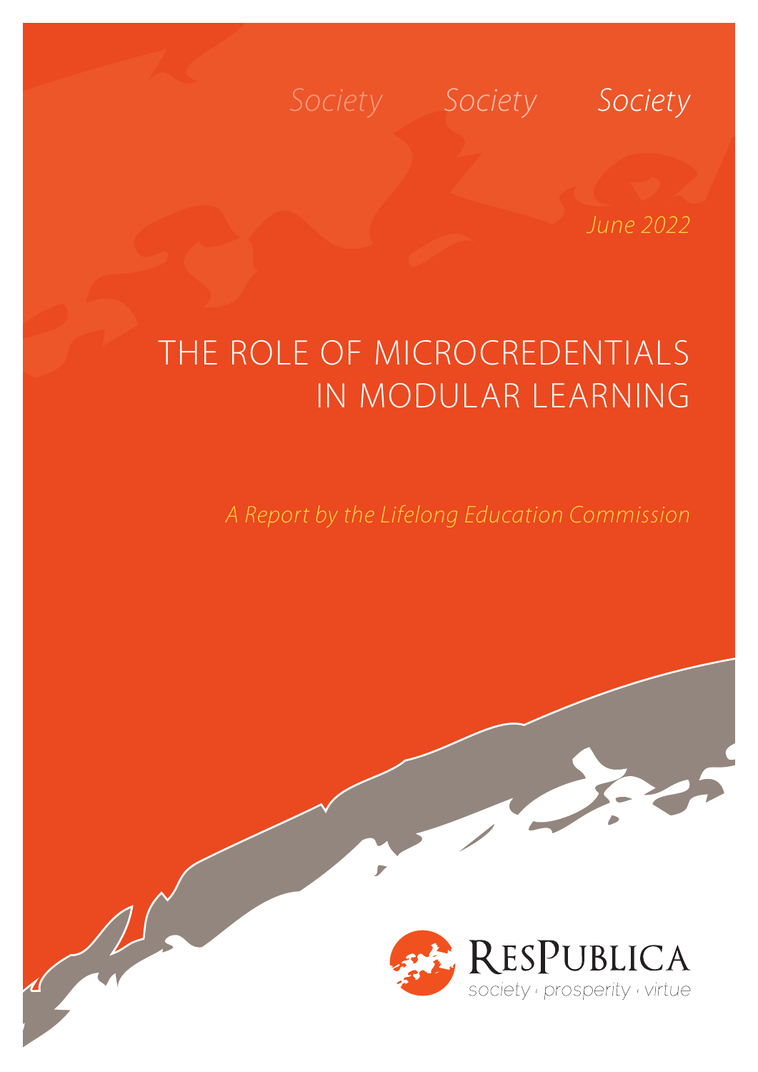Society Society Society

*June 2022*

# THE ROLE OF MICROCREDENTIALS IN MODULAR LEARNING

*A Report by the Lifelong Education Commission*

ResPublica
society · prosperity · virtue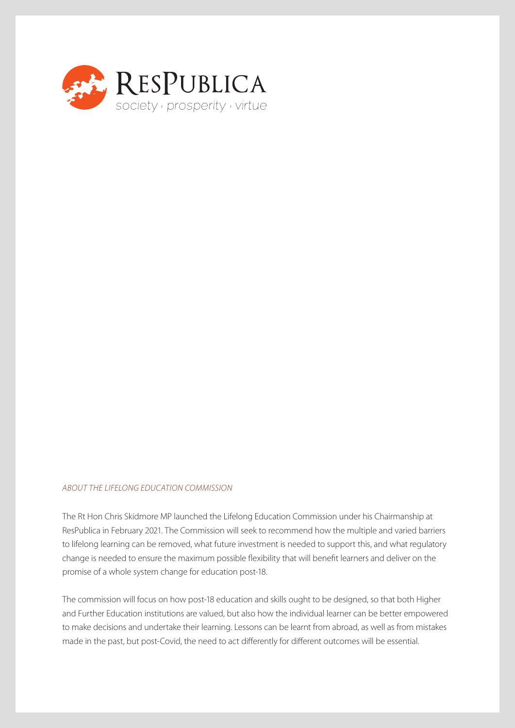RESPUBLICA

society · prosperity · virtue

*ABOUT THE LIFELONG EDUCATION COMMISSION*

The Rt Hon Chris Skidmore MP launched the Lifelong Education Commission under his Chairmanship at ResPublica in February 2021. The Commission will seek to recommend how the multiple and varied barriers to lifelong learning can be removed, what future investment is needed to support this, and what regulatory change is needed to ensure the maximum possible flexibility that will benefit learners and deliver on the promise of a whole system change for education post-18.

The commission will focus on how post-18 education and skills ought to be designed, so that both Higher and Further Education institutions are valued, but also how the individual learner can be better empowered to make decisions and undertake their learning. Lessons can be learnt from abroad, as well as from mistakes made in the past, but post-Covid, the need to act differently for different outcomes will be essential.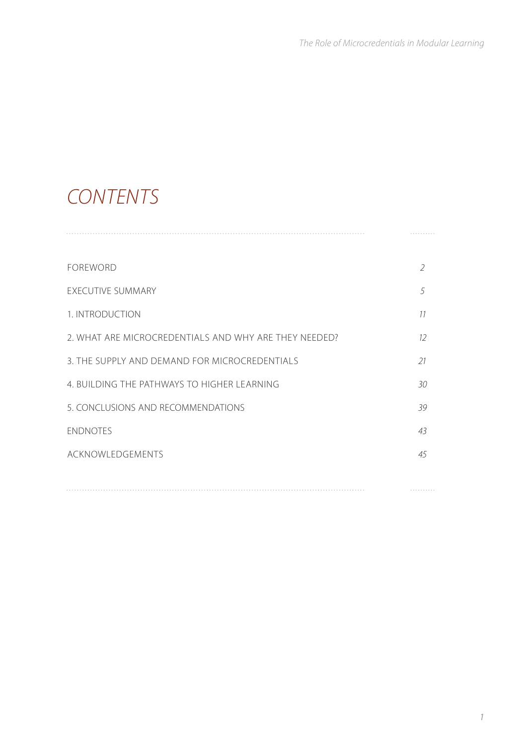# CONTENTS

| | |
|---|---|
| FOREWORD | 2 |
| EXECUTIVE SUMMARY | 5 |
| 1. INTRODUCTION | 11 |
| 2. WHAT ARE MICROCREDENTIALS AND WHY ARE THEY NEEDED? | 12 |
| 3. THE SUPPLY AND DEMAND FOR MICROCREDENTIALS | 21 |
| 4. BUILDING THE PATHWAYS TO HIGHER LEARNING | 30 |
| 5. CONCLUSIONS AND RECOMMENDATIONS | 39 |
| ENDNOTES | 43 |
| ACKNOWLEDGEMENTS | 45 |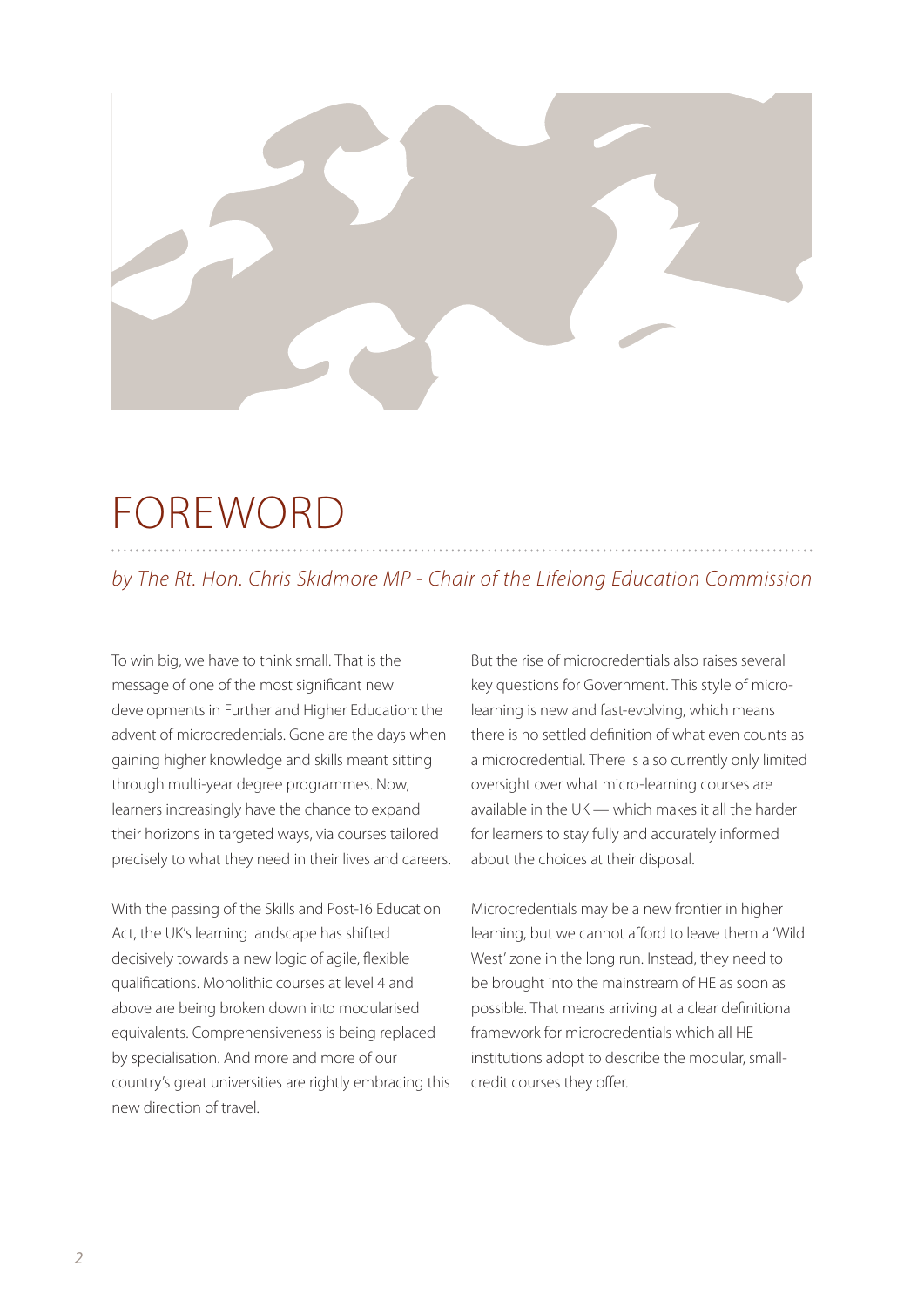# FOREWORD

*by The Rt. Hon. Chris Skidmore MP - Chair of the Lifelong Education Commission*

To win big, we have to think small. That is the message of one of the most significant new developments in Further and Higher Education: the advent of microcredentials. Gone are the days when gaining higher knowledge and skills meant sitting through multi-year degree programmes. Now, learners increasingly have the chance to expand their horizons in targeted ways, via courses tailored precisely to what they need in their lives and careers.

With the passing of the Skills and Post-16 Education Act, the UK's learning landscape has shifted decisively towards a new logic of agile, flexible qualifications. Monolithic courses at level 4 and above are being broken down into modularised equivalents. Comprehensiveness is being replaced by specialisation. And more and more of our country's great universities are rightly embracing this new direction of travel.

But the rise of microcredentials also raises several key questions for Government. This style of micro-learning is new and fast-evolving, which means there is no settled definition of what even counts as a microcredential. There is also currently only limited oversight over what micro-learning courses are available in the UK — which makes it all the harder for learners to stay fully and accurately informed about the choices at their disposal.

Microcredentials may be a new frontier in higher learning, but we cannot afford to leave them a 'Wild West' zone in the long run. Instead, they need to be brought into the mainstream of HE as soon as possible. That means arriving at a clear definitional framework for microcredentials which all HE institutions adopt to describe the modular, small-credit courses they offer.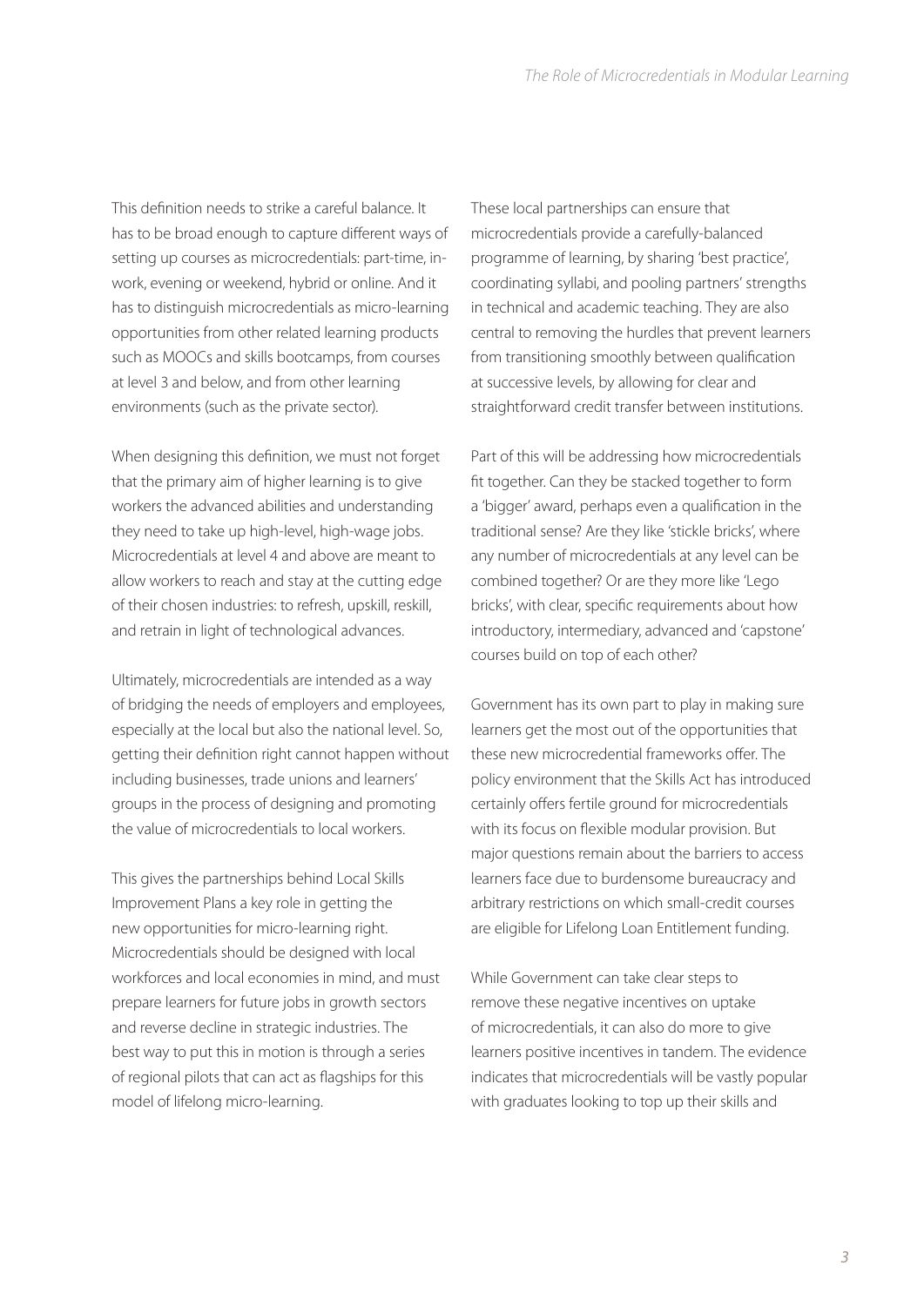This definition needs to strike a careful balance. It has to be broad enough to capture different ways of setting up courses as microcredentials: part-time, in-work, evening or weekend, hybrid or online. And it has to distinguish microcredentials as micro-learning opportunities from other related learning products such as MOOCs and skills bootcamps, from courses at level 3 and below, and from other learning environments (such as the private sector).

When designing this definition, we must not forget that the primary aim of higher learning is to give workers the advanced abilities and understanding they need to take up high-level, high-wage jobs. Microcredentials at level 4 and above are meant to allow workers to reach and stay at the cutting edge of their chosen industries: to refresh, upskill, reskill, and retrain in light of technological advances.

Ultimately, microcredentials are intended as a way of bridging the needs of employers and employees, especially at the local but also the national level. So, getting their definition right cannot happen without including businesses, trade unions and learners' groups in the process of designing and promoting the value of microcredentials to local workers.

This gives the partnerships behind Local Skills Improvement Plans a key role in getting the new opportunities for micro-learning right. Microcredentials should be designed with local workforces and local economies in mind, and must prepare learners for future jobs in growth sectors and reverse decline in strategic industries. The best way to put this in motion is through a series of regional pilots that can act as flagships for this model of lifelong micro-learning.

These local partnerships can ensure that microcredentials provide a carefully-balanced programme of learning, by sharing 'best practice', coordinating syllabi, and pooling partners' strengths in technical and academic teaching. They are also central to removing the hurdles that prevent learners from transitioning smoothly between qualification at successive levels, by allowing for clear and straightforward credit transfer between institutions.

Part of this will be addressing how microcredentials fit together. Can they be stacked together to form a 'bigger' award, perhaps even a qualification in the traditional sense? Are they like 'stickle bricks', where any number of microcredentials at any level can be combined together? Or are they more like 'Lego bricks', with clear, specific requirements about how introductory, intermediary, advanced and 'capstone' courses build on top of each other?

Government has its own part to play in making sure learners get the most out of the opportunities that these new microcredential frameworks offer. The policy environment that the Skills Act has introduced certainly offers fertile ground for microcredentials with its focus on flexible modular provision. But major questions remain about the barriers to access learners face due to burdensome bureaucracy and arbitrary restrictions on which small-credit courses are eligible for Lifelong Loan Entitlement funding.

While Government can take clear steps to remove these negative incentives on uptake of microcredentials, it can also do more to give learners positive incentives in tandem. The evidence indicates that microcredentials will be vastly popular with graduates looking to top up their skills and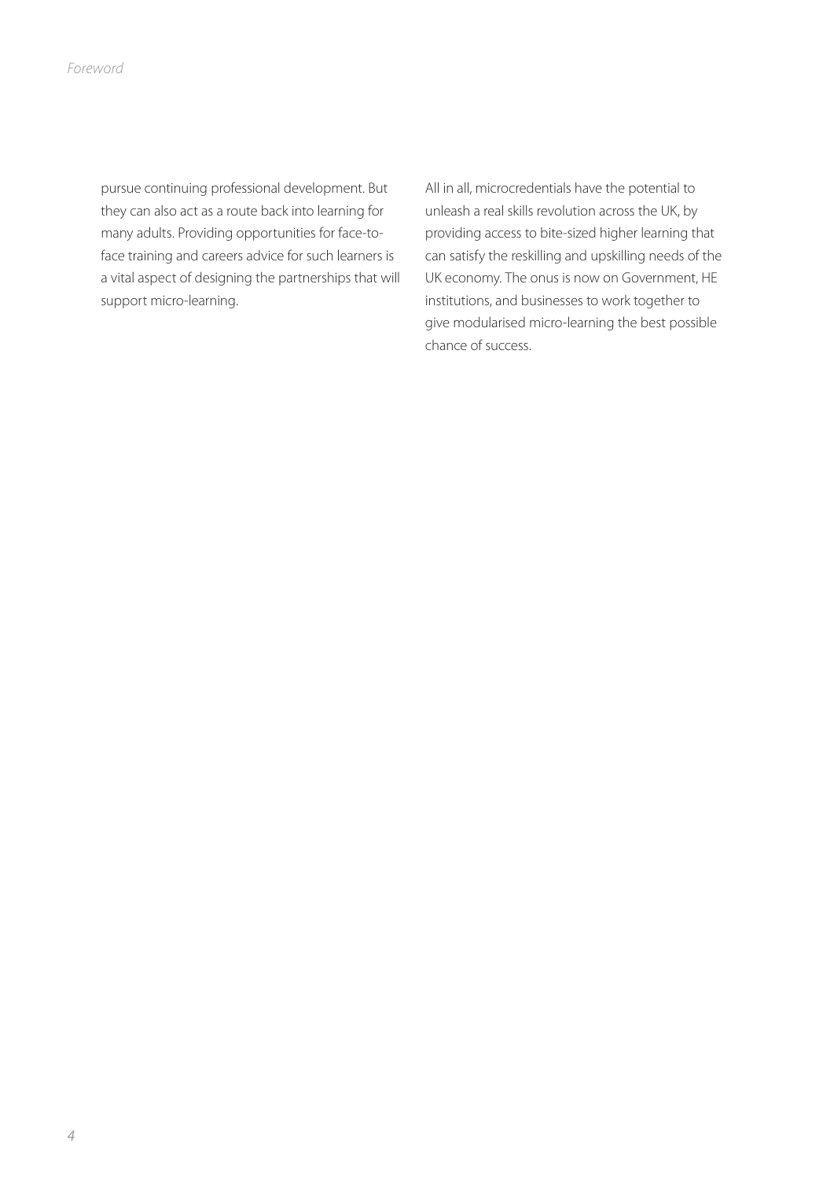pursue continuing professional development. But they can also act as a route back into learning for many adults. Providing opportunities for face-to-face training and careers advice for such learners is a vital aspect of designing the partnerships that will support micro-learning.

All in all, microcredentials have the potential to unleash a real skills revolution across the UK, by providing access to bite-sized higher learning that can satisfy the reskilling and upskilling needs of the UK economy. The onus is now on Government, HE institutions, and businesses to work together to give modularised micro-learning the best possible chance of success.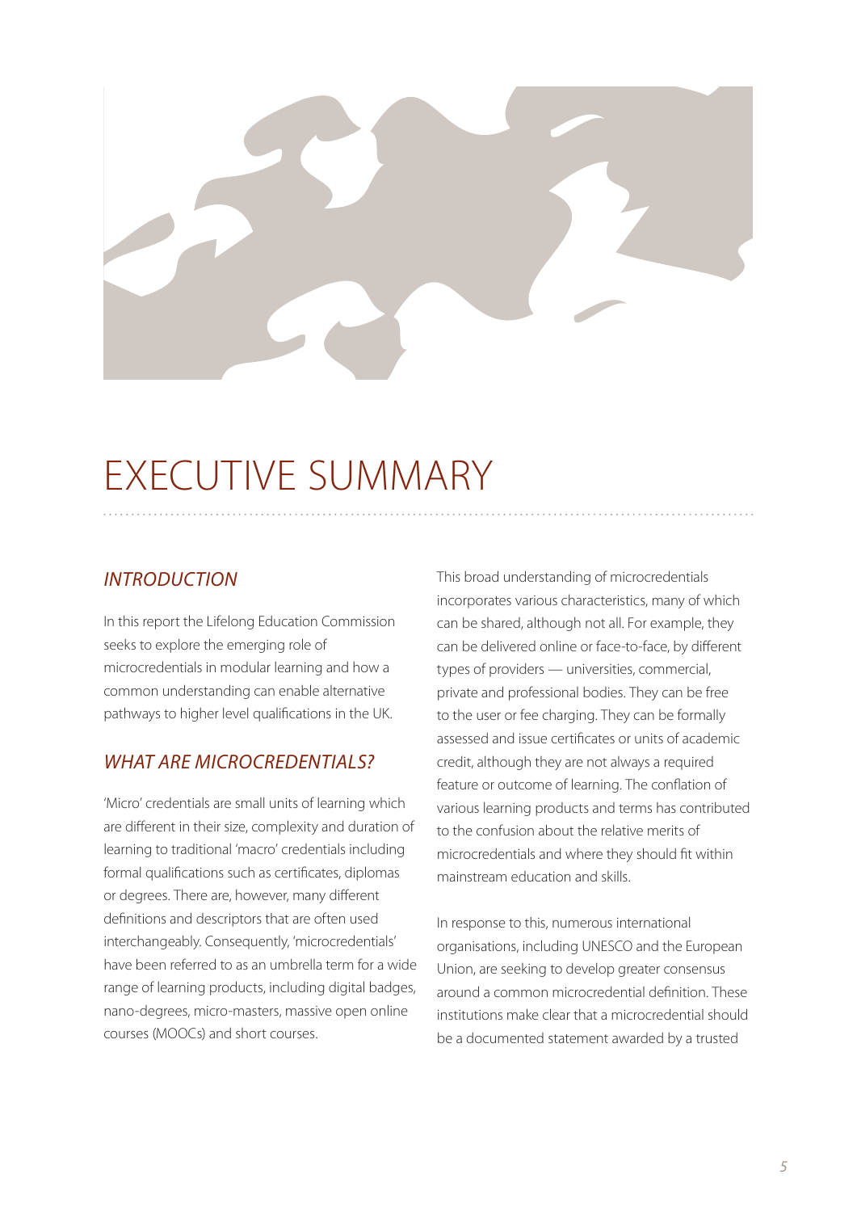# EXECUTIVE SUMMARY

## *INTRODUCTION*

In this report the Lifelong Education Commission seeks to explore the emerging role of microcredentials in modular learning and how a common understanding can enable alternative pathways to higher level qualifications in the UK.

## *WHAT ARE MICROCREDENTIALS?*

'Micro' credentials are small units of learning which are different in their size, complexity and duration of learning to traditional 'macro' credentials including formal qualifications such as certificates, diplomas or degrees. There are, however, many different definitions and descriptors that are often used interchangeably. Consequently, 'microcredentials' have been referred to as an umbrella term for a wide range of learning products, including digital badges, nano-degrees, micro-masters, massive open online courses (MOOCs) and short courses.

This broad understanding of microcredentials incorporates various characteristics, many of which can be shared, although not all. For example, they can be delivered online or face-to-face, by different types of providers — universities, commercial, private and professional bodies. They can be free to the user or fee charging. They can be formally assessed and issue certificates or units of academic credit, although they are not always a required feature or outcome of learning. The conflation of various learning products and terms has contributed to the confusion about the relative merits of microcredentials and where they should fit within mainstream education and skills.

In response to this, numerous international organisations, including UNESCO and the European Union, are seeking to develop greater consensus around a common microcredential definition. These institutions make clear that a microcredential should be a documented statement awarded by a trusted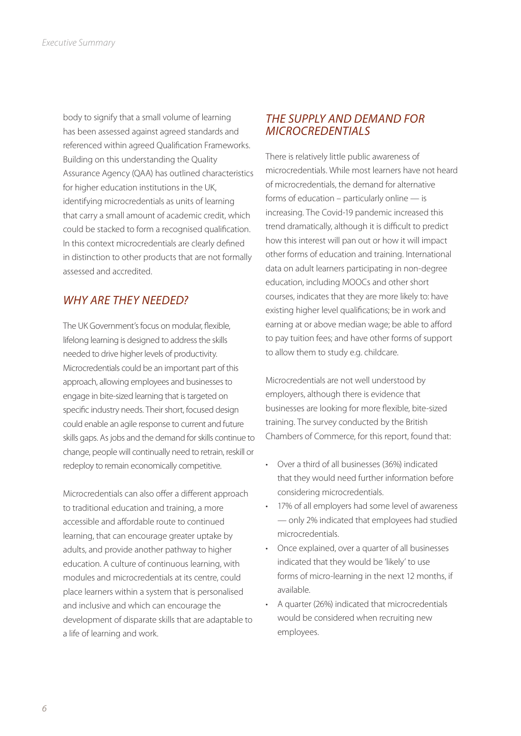body to signify that a small volume of learning has been assessed against agreed standards and referenced within agreed Qualification Frameworks. Building on this understanding the Quality Assurance Agency (QAA) has outlined characteristics for higher education institutions in the UK, identifying microcredentials as units of learning that carry a small amount of academic credit, which could be stacked to form a recognised qualification. In this context microcredentials are clearly defined in distinction to other products that are not formally assessed and accredited.

## *WHY ARE THEY NEEDED?*

The UK Government's focus on modular, flexible, lifelong learning is designed to address the skills needed to drive higher levels of productivity. Microcredentials could be an important part of this approach, allowing employees and businesses to engage in bite-sized learning that is targeted on specific industry needs. Their short, focused design could enable an agile response to current and future skills gaps. As jobs and the demand for skills continue to change, people will continually need to retrain, reskill or redeploy to remain economically competitive.

Microcredentials can also offer a different approach to traditional education and training, a more accessible and affordable route to continued learning, that can encourage greater uptake by adults, and provide another pathway to higher education. A culture of continuous learning, with modules and microcredentials at its centre, could place learners within a system that is personalised and inclusive and which can encourage the development of disparate skills that are adaptable to a life of learning and work.

## *THE SUPPLY AND DEMAND FOR MICROCREDENTIALS*

There is relatively little public awareness of microcredentials. While most learners have not heard of microcredentials, the demand for alternative forms of education – particularly online — is increasing. The Covid-19 pandemic increased this trend dramatically, although it is difficult to predict how this interest will pan out or how it will impact other forms of education and training. International data on adult learners participating in non-degree education, including MOOCs and other short courses, indicates that they are more likely to: have existing higher level qualifications; be in work and earning at or above median wage; be able to afford to pay tuition fees; and have other forms of support to allow them to study e.g. childcare.

Microcredentials are not well understood by employers, although there is evidence that businesses are looking for more flexible, bite-sized training. The survey conducted by the British Chambers of Commerce, for this report, found that:

- Over a third of all businesses (36%) indicated that they would need further information before considering microcredentials.
- 17% of all employers had some level of awareness — only 2% indicated that employees had studied microcredentials.
- Once explained, over a quarter of all businesses indicated that they would be 'likely' to use forms of micro-learning in the next 12 months, if available.
- A quarter (26%) indicated that microcredentials would be considered when recruiting new employees.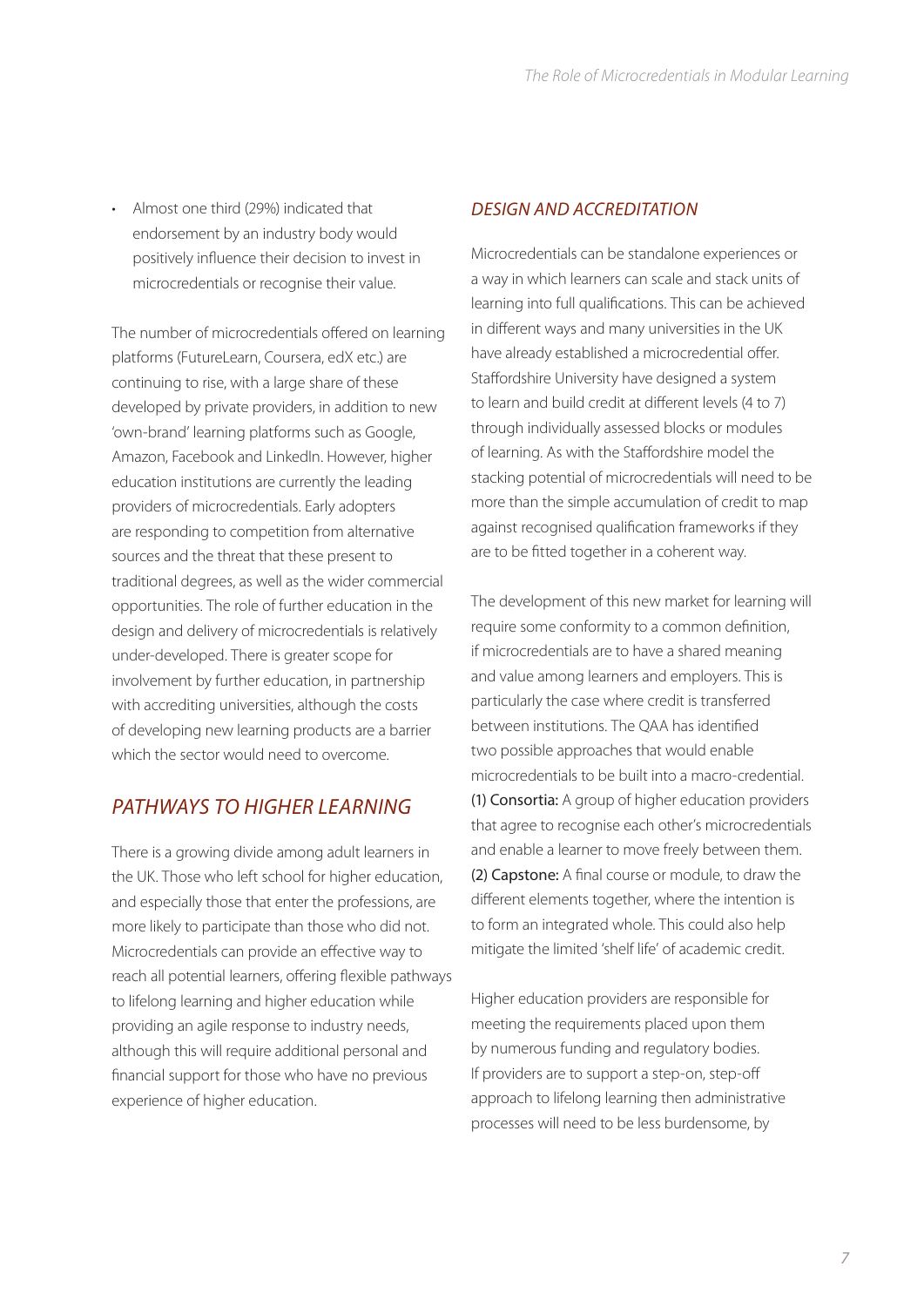- Almost one third (29%) indicated that endorsement by an industry body would positively influence their decision to invest in microcredentials or recognise their value.

The number of microcredentials offered on learning platforms (FutureLearn, Coursera, edX etc.) are continuing to rise, with a large share of these developed by private providers, in addition to new 'own-brand' learning platforms such as Google, Amazon, Facebook and LinkedIn. However, higher education institutions are currently the leading providers of microcredentials. Early adopters are responding to competition from alternative sources and the threat that these present to traditional degrees, as well as the wider commercial opportunities. The role of further education in the design and delivery of microcredentials is relatively under-developed. There is greater scope for involvement by further education, in partnership with accrediting universities, although the costs of developing new learning products are a barrier which the sector would need to overcome.

## *PATHWAYS TO HIGHER LEARNING*

There is a growing divide among adult learners in the UK. Those who left school for higher education, and especially those that enter the professions, are more likely to participate than those who did not. Microcredentials can provide an effective way to reach all potential learners, offering flexible pathways to lifelong learning and higher education while providing an agile response to industry needs, although this will require additional personal and financial support for those who have no previous experience of higher education.

### *DESIGN AND ACCREDITATION*

Microcredentials can be standalone experiences or a way in which learners can scale and stack units of learning into full qualifications. This can be achieved in different ways and many universities in the UK have already established a microcredential offer. Staffordshire University have designed a system to learn and build credit at different levels (4 to 7) through individually assessed blocks or modules of learning. As with the Staffordshire model the stacking potential of microcredentials will need to be more than the simple accumulation of credit to map against recognised qualification frameworks if they are to be fitted together in a coherent way.

The development of this new market for learning will require some conformity to a common definition, if microcredentials are to have a shared meaning and value among learners and employers. This is particularly the case where credit is transferred between institutions. The QAA has identified two possible approaches that would enable microcredentials to be built into a macro-credential. **(1) Consortia:** A group of higher education providers that agree to recognise each other's microcredentials and enable a learner to move freely between them. **(2) Capstone:** A final course or module, to draw the different elements together, where the intention is to form an integrated whole. This could also help mitigate the limited 'shelf life' of academic credit.

Higher education providers are responsible for meeting the requirements placed upon them by numerous funding and regulatory bodies. If providers are to support a step-on, step-off approach to lifelong learning then administrative processes will need to be less burdensome, by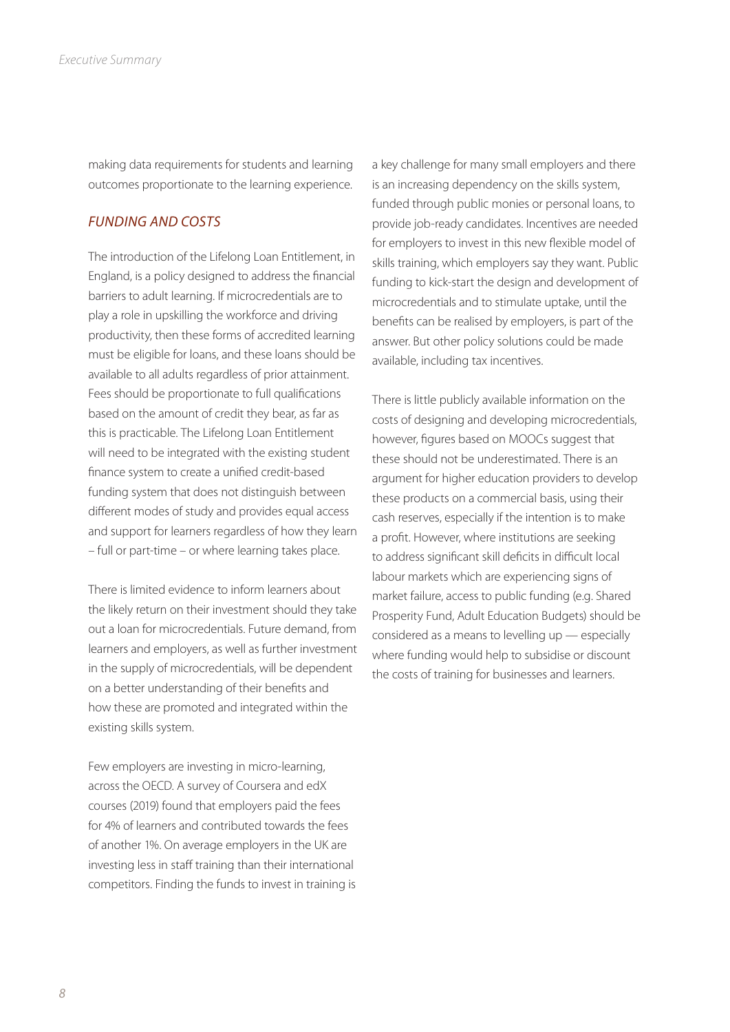making data requirements for students and learning outcomes proportionate to the learning experience.

### *FUNDING AND COSTS*

The introduction of the Lifelong Loan Entitlement, in England, is a policy designed to address the financial barriers to adult learning. If microcredentials are to play a role in upskilling the workforce and driving productivity, then these forms of accredited learning must be eligible for loans, and these loans should be available to all adults regardless of prior attainment. Fees should be proportionate to full qualifications based on the amount of credit they bear, as far as this is practicable. The Lifelong Loan Entitlement will need to be integrated with the existing student finance system to create a unified credit-based funding system that does not distinguish between different modes of study and provides equal access and support for learners regardless of how they learn – full or part-time – or where learning takes place.

There is limited evidence to inform learners about the likely return on their investment should they take out a loan for microcredentials. Future demand, from learners and employers, as well as further investment in the supply of microcredentials, will be dependent on a better understanding of their benefits and how these are promoted and integrated within the existing skills system.

Few employers are investing in micro-learning, across the OECD. A survey of Coursera and edX courses (2019) found that employers paid the fees for 4% of learners and contributed towards the fees of another 1%. On average employers in the UK are investing less in staff training than their international competitors. Finding the funds to invest in training is a key challenge for many small employers and there is an increasing dependency on the skills system, funded through public monies or personal loans, to provide job-ready candidates. Incentives are needed for employers to invest in this new flexible model of skills training, which employers say they want. Public funding to kick-start the design and development of microcredentials and to stimulate uptake, until the benefits can be realised by employers, is part of the answer. But other policy solutions could be made available, including tax incentives.

There is little publicly available information on the costs of designing and developing microcredentials, however, figures based on MOOCs suggest that these should not be underestimated. There is an argument for higher education providers to develop these products on a commercial basis, using their cash reserves, especially if the intention is to make a profit. However, where institutions are seeking to address significant skill deficits in difficult local labour markets which are experiencing signs of market failure, access to public funding (e.g. Shared Prosperity Fund, Adult Education Budgets) should be considered as a means to levelling up — especially where funding would help to subsidise or discount the costs of training for businesses and learners.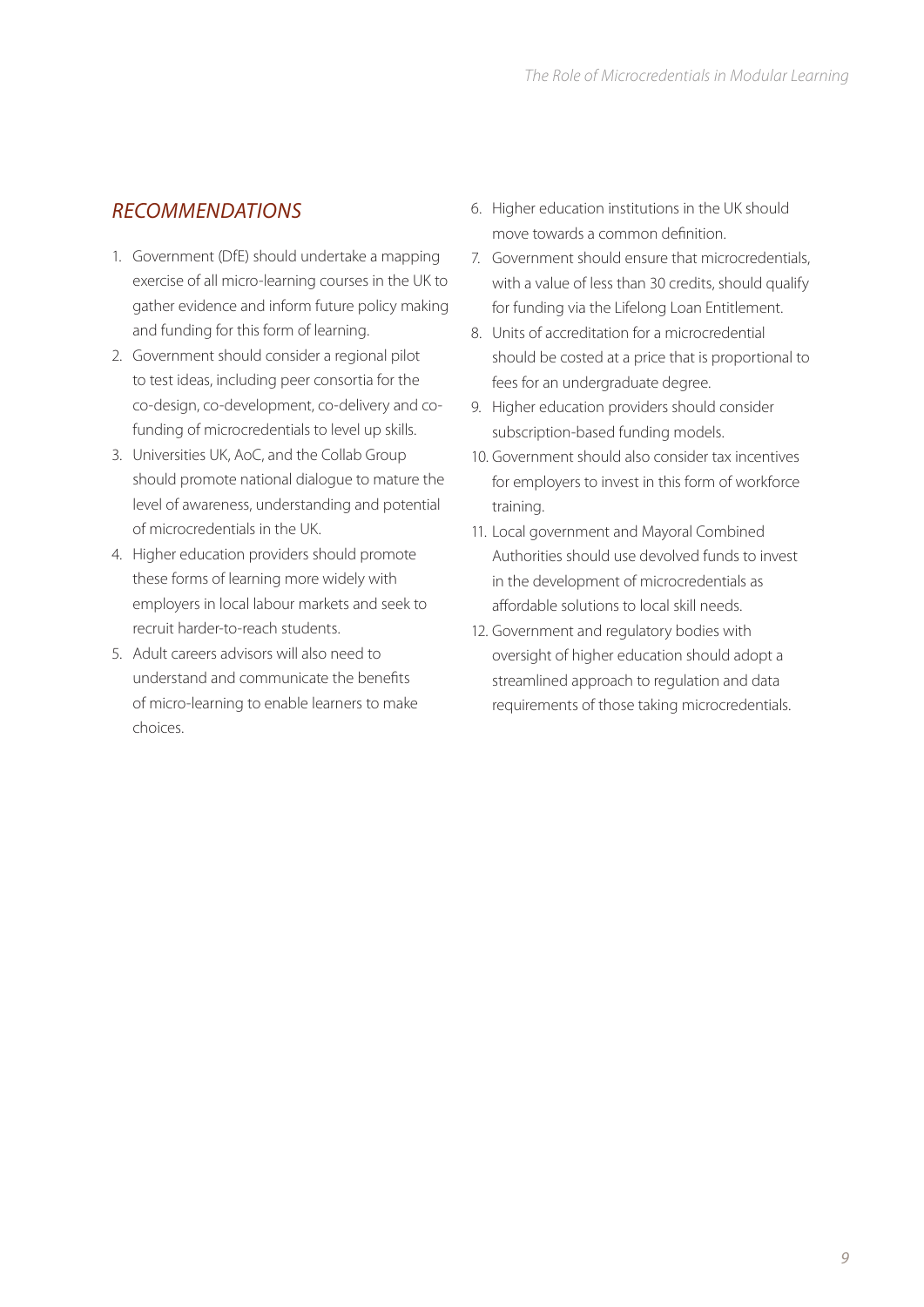## *RECOMMENDATIONS*

1. Government (DfE) should undertake a mapping exercise of all micro-learning courses in the UK to gather evidence and inform future policy making and funding for this form of learning.
2. Government should consider a regional pilot to test ideas, including peer consortia for the co-design, co-development, co-delivery and co-funding of microcredentials to level up skills.
3. Universities UK, AoC, and the Collab Group should promote national dialogue to mature the level of awareness, understanding and potential of microcredentials in the UK.
4. Higher education providers should promote these forms of learning more widely with employers in local labour markets and seek to recruit harder-to-reach students.
5. Adult careers advisors will also need to understand and communicate the benefits of micro-learning to enable learners to make choices.
6. Higher education institutions in the UK should move towards a common definition.
7. Government should ensure that microcredentials, with a value of less than 30 credits, should qualify for funding via the Lifelong Loan Entitlement.
8. Units of accreditation for a microcredential should be costed at a price that is proportional to fees for an undergraduate degree.
9. Higher education providers should consider subscription-based funding models.
10. Government should also consider tax incentives for employers to invest in this form of workforce training.
11. Local government and Mayoral Combined Authorities should use devolved funds to invest in the development of microcredentials as affordable solutions to local skill needs.
12. Government and regulatory bodies with oversight of higher education should adopt a streamlined approach to regulation and data requirements of those taking microcredentials.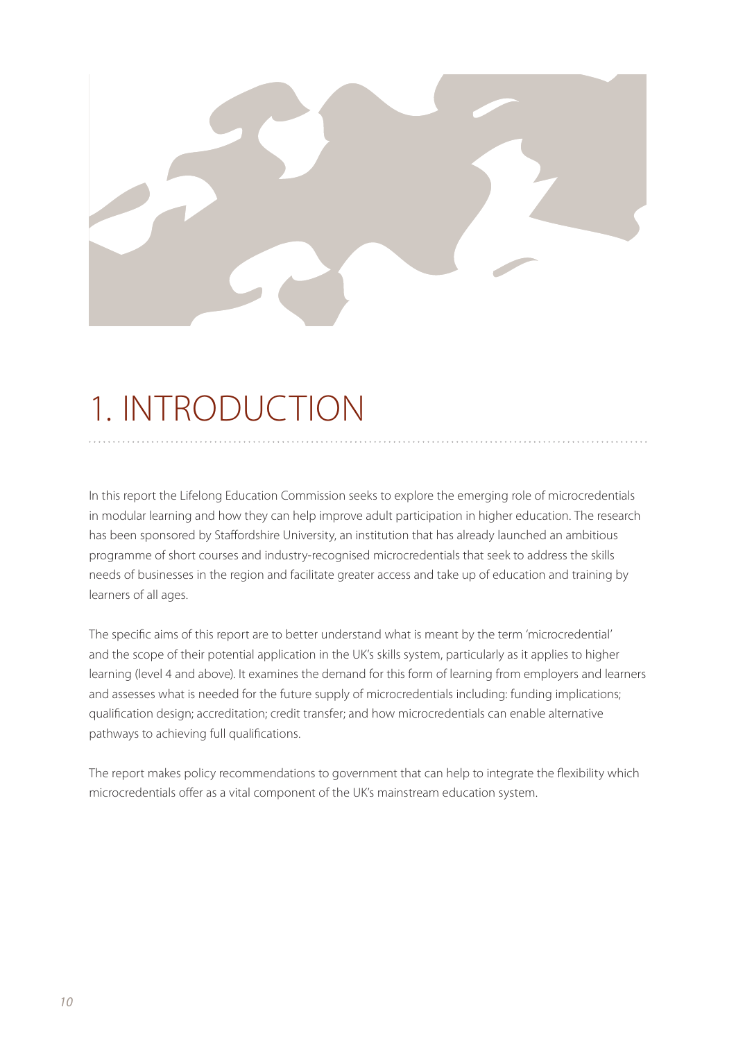# 1. INTRODUCTION

In this report the Lifelong Education Commission seeks to explore the emerging role of microcredentials in modular learning and how they can help improve adult participation in higher education. The research has been sponsored by Staffordshire University, an institution that has already launched an ambitious programme of short courses and industry-recognised microcredentials that seek to address the skills needs of businesses in the region and facilitate greater access and take up of education and training by learners of all ages.

The specific aims of this report are to better understand what is meant by the term 'microcredential' and the scope of their potential application in the UK's skills system, particularly as it applies to higher learning (level 4 and above). It examines the demand for this form of learning from employers and learners and assesses what is needed for the future supply of microcredentials including: funding implications; qualification design; accreditation; credit transfer; and how microcredentials can enable alternative pathways to achieving full qualifications.

The report makes policy recommendations to government that can help to integrate the flexibility which microcredentials offer as a vital component of the UK's mainstream education system.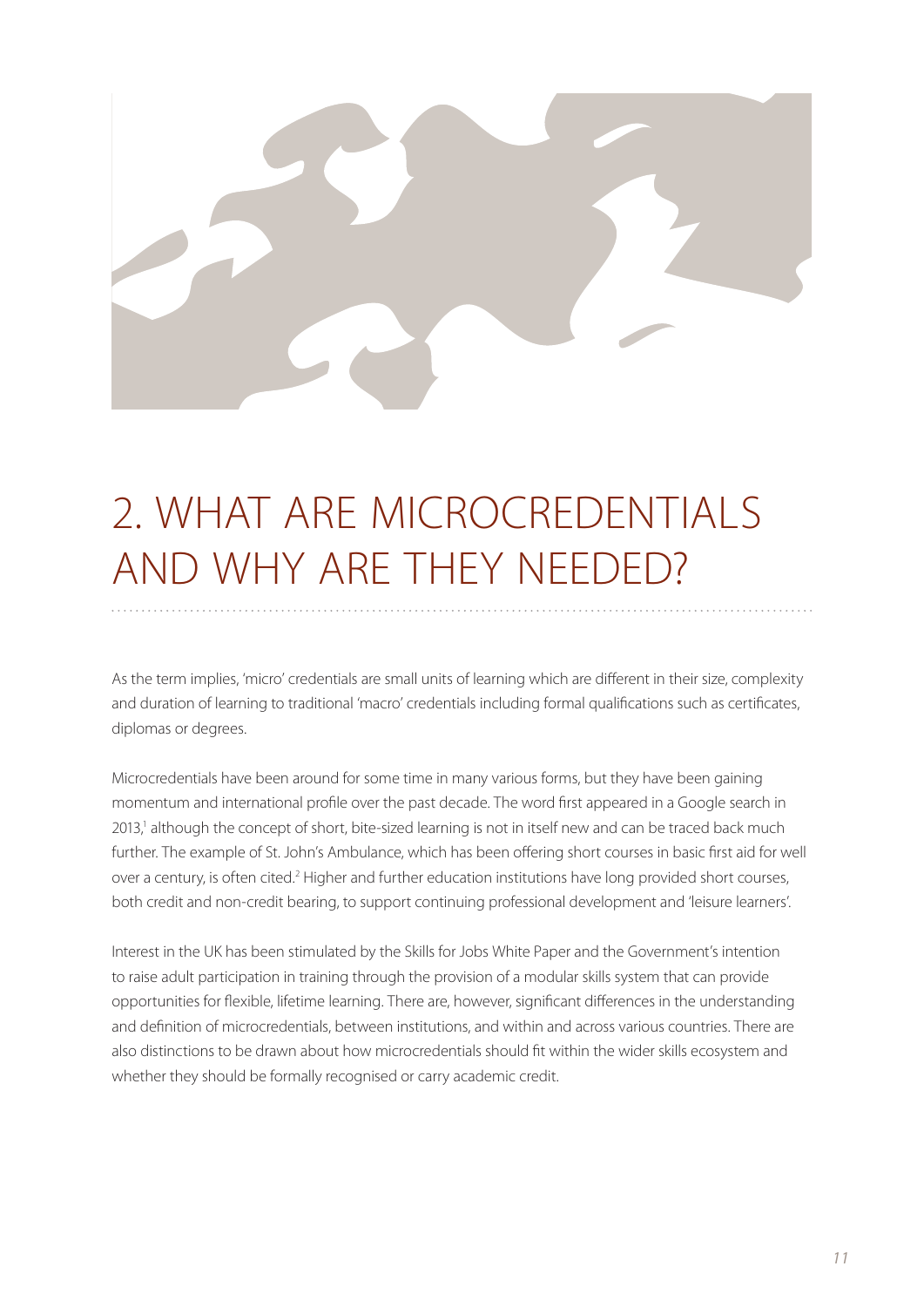# 2. WHAT ARE MICROCREDENTIALS AND WHY ARE THEY NEEDED?

As the term implies, 'micro' credentials are small units of learning which are different in their size, complexity and duration of learning to traditional 'macro' credentials including formal qualifications such as certificates, diplomas or degrees.

Microcredentials have been around for some time in many various forms, but they have been gaining momentum and international profile over the past decade. The word first appeared in a Google search in 2013,[1] although the concept of short, bite-sized learning is not in itself new and can be traced back much further. The example of St. John's Ambulance, which has been offering short courses in basic first aid for well over a century, is often cited.[2] Higher and further education institutions have long provided short courses, both credit and non-credit bearing, to support continuing professional development and 'leisure learners'.

Interest in the UK has been stimulated by the Skills for Jobs White Paper and the Government's intention to raise adult participation in training through the provision of a modular skills system that can provide opportunities for flexible, lifetime learning. There are, however, significant differences in the understanding and definition of microcredentials, between institutions, and within and across various countries. There are also distinctions to be drawn about how microcredentials should fit within the wider skills ecosystem and whether they should be formally recognised or carry academic credit.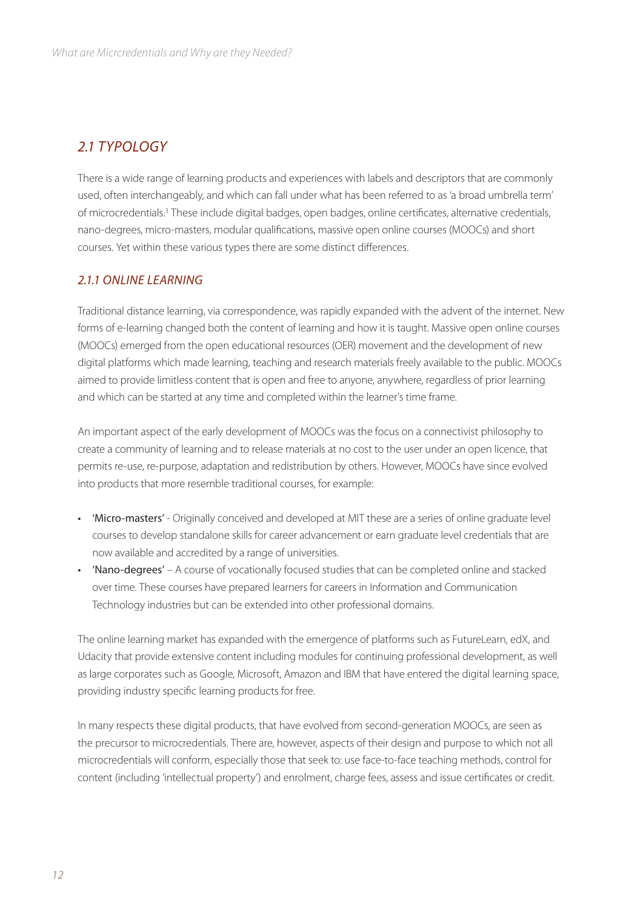## 2.1 TYPOLOGY

There is a wide range of learning products and experiences with labels and descriptors that are commonly used, often interchangeably, and which can fall under what has been referred to as 'a broad umbrella term' of microcredentials.[3] These include digital badges, open badges, online certificates, alternative credentials, nano-degrees, micro-masters, modular qualifications, massive open online courses (MOOCs) and short courses. Yet within these various types there are some distinct differences.

### 2.1.1 ONLINE LEARNING

Traditional distance learning, via correspondence, was rapidly expanded with the advent of the internet. New forms of e-learning changed both the content of learning and how it is taught. Massive open online courses (MOOCs) emerged from the open educational resources (OER) movement and the development of new digital platforms which made learning, teaching and research materials freely available to the public. MOOCs aimed to provide limitless content that is open and free to anyone, anywhere, regardless of prior learning and which can be started at any time and completed within the learner's time frame.

An important aspect of the early development of MOOCs was the focus on a connectivist philosophy to create a community of learning and to release materials at no cost to the user under an open licence, that permits re-use, re-purpose, adaptation and redistribution by others. However, MOOCs have since evolved into products that more resemble traditional courses, for example:

- 'Micro-masters' - Originally conceived and developed at MIT these are a series of online graduate level courses to develop standalone skills for career advancement or earn graduate level credentials that are now available and accredited by a range of universities.
- 'Nano-degrees' – A course of vocationally focused studies that can be completed online and stacked over time. These courses have prepared learners for careers in Information and Communication Technology industries but can be extended into other professional domains.

The online learning market has expanded with the emergence of platforms such as FutureLearn, edX, and Udacity that provide extensive content including modules for continuing professional development, as well as large corporates such as Google, Microsoft, Amazon and IBM that have entered the digital learning space, providing industry specific learning products for free.

In many respects these digital products, that have evolved from second-generation MOOCs, are seen as the precursor to microcredentials. There are, however, aspects of their design and purpose to which not all microcredentials will conform, especially those that seek to: use face-to-face teaching methods, control for content (including 'intellectual property') and enrolment, charge fees, assess and issue certificates or credit.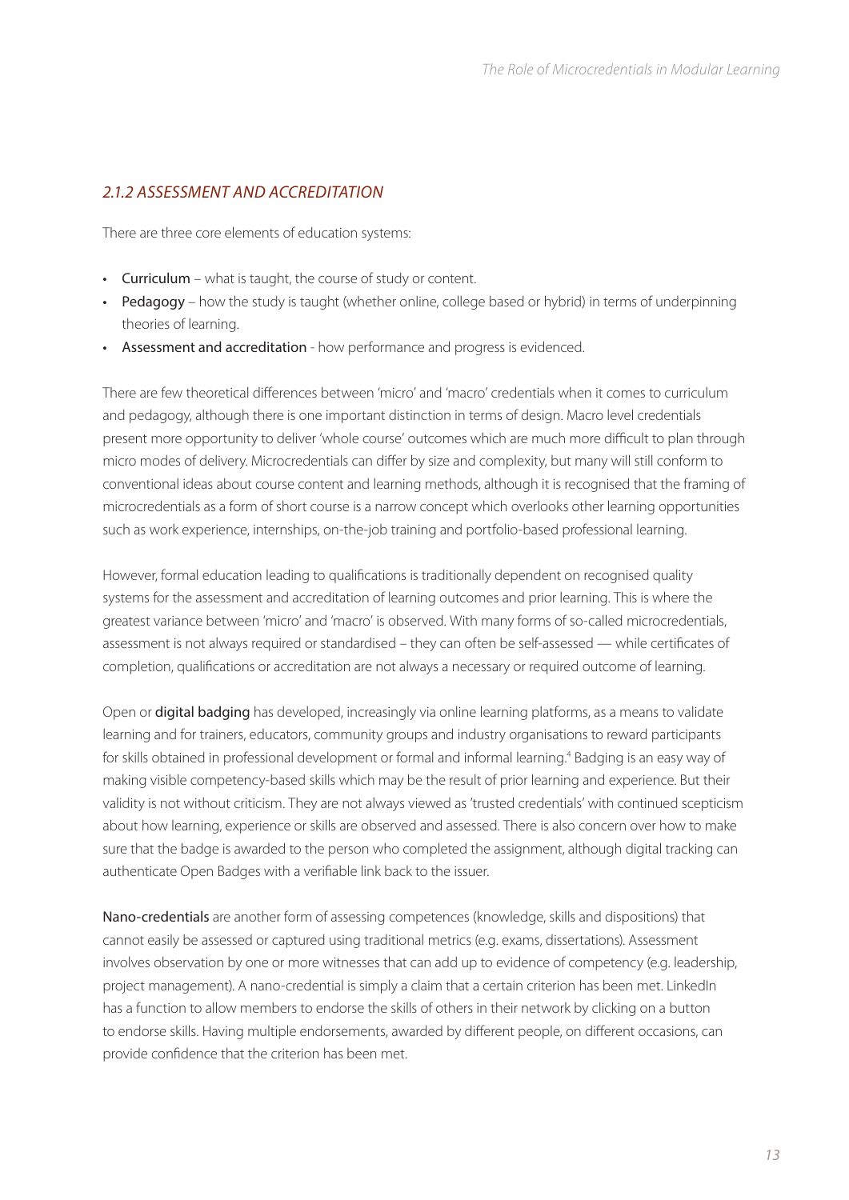### *2.1.2 ASSESSMENT AND ACCREDITATION*

There are three core elements of education systems:

- Curriculum – what is taught, the course of study or content.
- Pedagogy – how the study is taught (whether online, college based or hybrid) in terms of underpinning theories of learning.
- Assessment and accreditation - how performance and progress is evidenced.

There are few theoretical differences between 'micro' and 'macro' credentials when it comes to curriculum and pedagogy, although there is one important distinction in terms of design. Macro level credentials present more opportunity to deliver 'whole course' outcomes which are much more difficult to plan through micro modes of delivery. Microcredentials can differ by size and complexity, but many will still conform to conventional ideas about course content and learning methods, although it is recognised that the framing of microcredentials as a form of short course is a narrow concept which overlooks other learning opportunities such as work experience, internships, on-the-job training and portfolio-based professional learning.

However, formal education leading to qualifications is traditionally dependent on recognised quality systems for the assessment and accreditation of learning outcomes and prior learning. This is where the greatest variance between 'micro' and 'macro' is observed. With many forms of so-called microcredentials, assessment is not always required or standardised – they can often be self-assessed — while certificates of completion, qualifications or accreditation are not always a necessary or required outcome of learning.

Open or digital badging has developed, increasingly via online learning platforms, as a means to validate learning and for trainers, educators, community groups and industry organisations to reward participants for skills obtained in professional development or formal and informal learning.[4] Badging is an easy way of making visible competency-based skills which may be the result of prior learning and experience. But their validity is not without criticism. They are not always viewed as 'trusted credentials' with continued scepticism about how learning, experience or skills are observed and assessed. There is also concern over how to make sure that the badge is awarded to the person who completed the assignment, although digital tracking can authenticate Open Badges with a verifiable link back to the issuer.

Nano-credentials are another form of assessing competences (knowledge, skills and dispositions) that cannot easily be assessed or captured using traditional metrics (e.g. exams, dissertations). Assessment involves observation by one or more witnesses that can add up to evidence of competency (e.g. leadership, project management). A nano-credential is simply a claim that a certain criterion has been met. LinkedIn has a function to allow members to endorse the skills of others in their network by clicking on a button to endorse skills. Having multiple endorsements, awarded by different people, on different occasions, can provide confidence that the criterion has been met.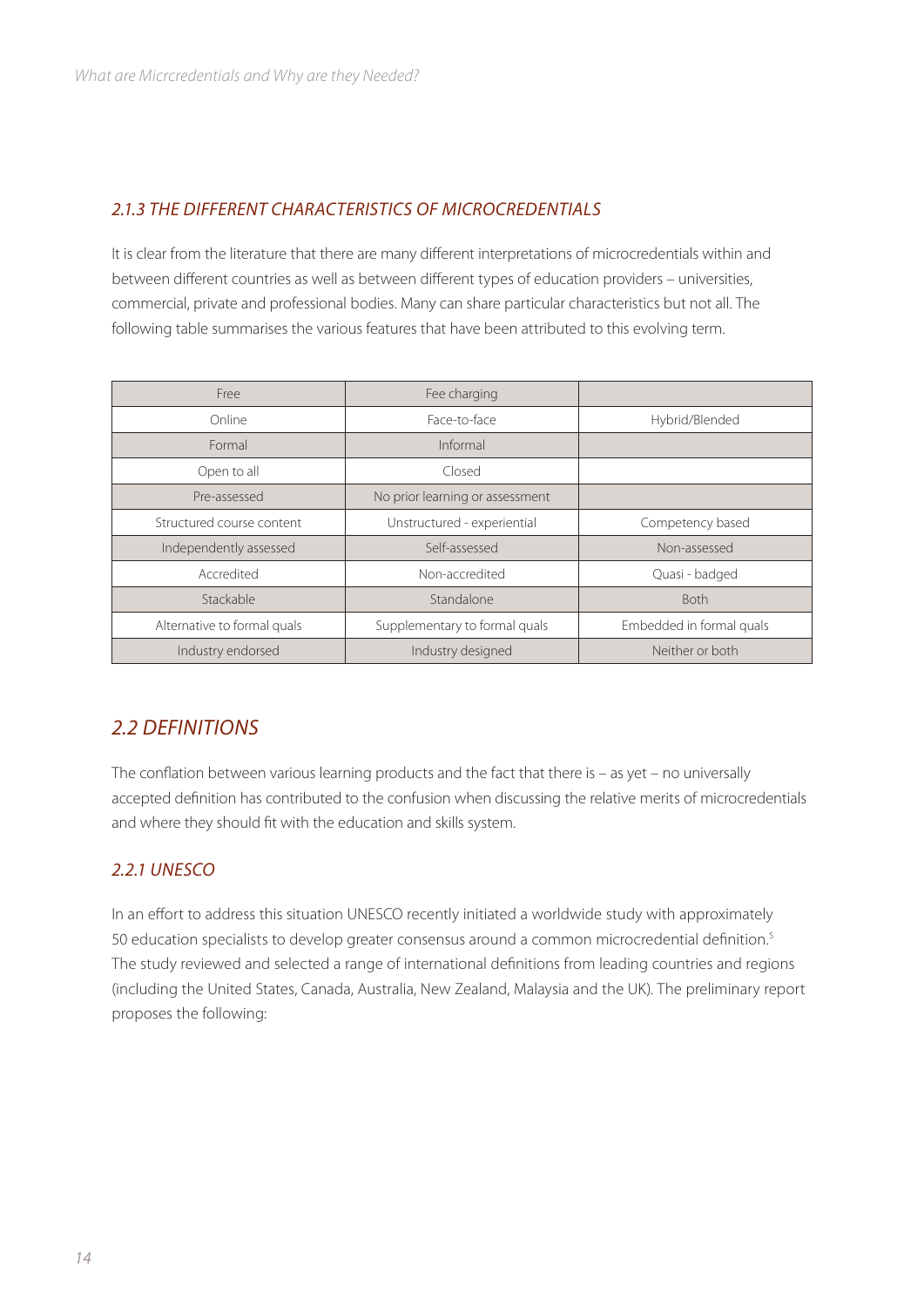### *2.1.3 THE DIFFERENT CHARACTERISTICS OF MICROCREDENTIALS*

It is clear from the literature that there are many different interpretations of microcredentials within and between different countries as well as between different types of education providers – universities, commercial, private and professional bodies. Many can share particular characteristics but not all. The following table summarises the various features that have been attributed to this evolving term.

| | | |
|---|---|---|
| Free | Fee charging | |
| Online | Face-to-face | Hybrid/Blended |
| Formal | Informal | |
| Open to all | Closed | |
| Pre-assessed | No prior learning or assessment | |
| Structured course content | Unstructured - experiential | Competency based |
| Independently assessed | Self-assessed | Non-assessed |
| Accredited | Non-accredited | Quasi - badged |
| Stackable | Standalone | Both |
| Alternative to formal quals | Supplementary to formal quals | Embedded in formal quals |
| Industry endorsed | Industry designed | Neither or both |

## *2.2 DEFINITIONS*

The conflation between various learning products and the fact that there is – as yet – no universally accepted definition has contributed to the confusion when discussing the relative merits of microcredentials and where they should fit with the education and skills system.

### *2.2.1 UNESCO*

In an effort to address this situation UNESCO recently initiated a worldwide study with approximately 50 education specialists to develop greater consensus around a common microcredential definition.[5] The study reviewed and selected a range of international definitions from leading countries and regions (including the United States, Canada, Australia, New Zealand, Malaysia and the UK). The preliminary report proposes the following: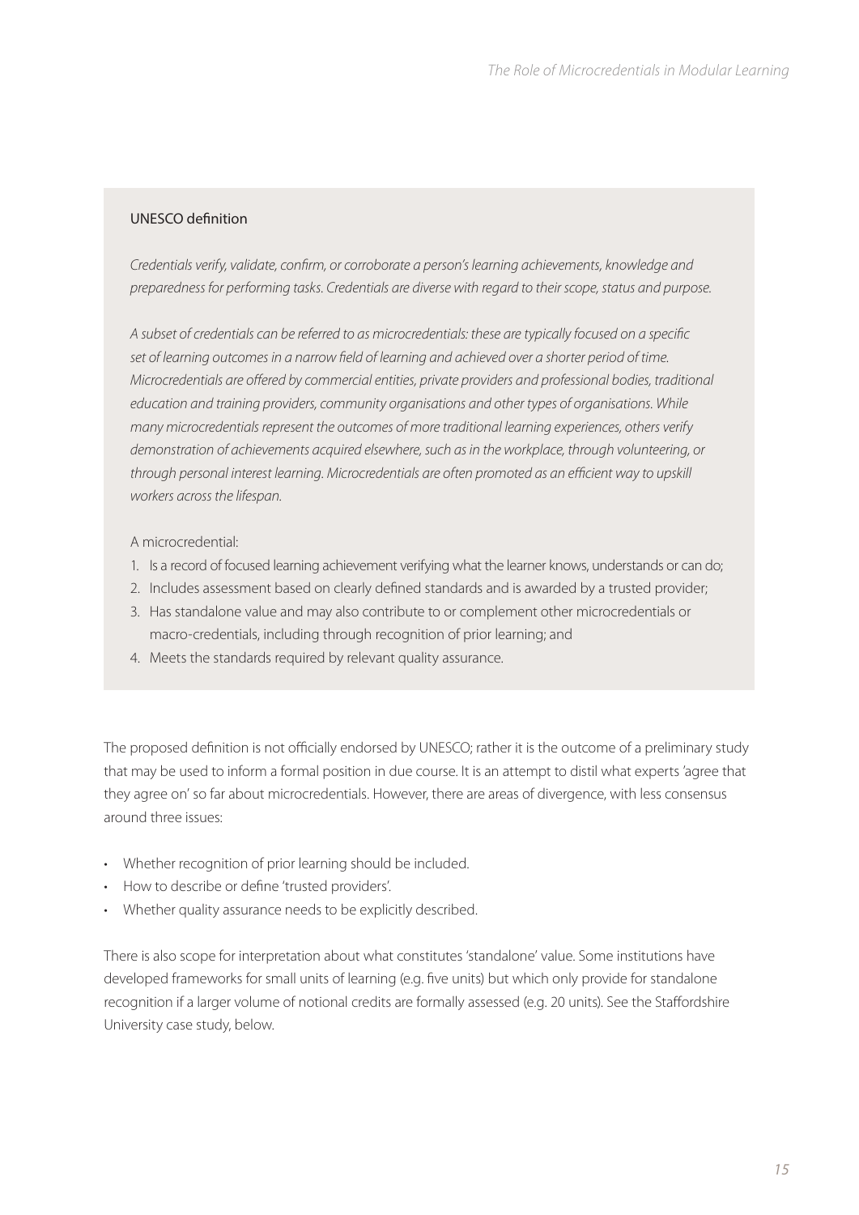### UNESCO definition

*Credentials verify, validate, confirm, or corroborate a person's learning achievements, knowledge and preparedness for performing tasks. Credentials are diverse with regard to their scope, status and purpose.*

*A subset of credentials can be referred to as microcredentials: these are typically focused on a specific set of learning outcomes in a narrow field of learning and achieved over a shorter period of time. Microcredentials are offered by commercial entities, private providers and professional bodies, traditional education and training providers, community organisations and other types of organisations. While many microcredentials represent the outcomes of more traditional learning experiences, others verify demonstration of achievements acquired elsewhere, such as in the workplace, through volunteering, or through personal interest learning. Microcredentials are often promoted as an efficient way to upskill workers across the lifespan.*

A microcredential:

1. Is a record of focused learning achievement verifying what the learner knows, understands or can do;
2. Includes assessment based on clearly defined standards and is awarded by a trusted provider;
3. Has standalone value and may also contribute to or complement other microcredentials or macro-credentials, including through recognition of prior learning; and
4. Meets the standards required by relevant quality assurance.

The proposed definition is not officially endorsed by UNESCO; rather it is the outcome of a preliminary study that may be used to inform a formal position in due course. It is an attempt to distil what experts 'agree that they agree on' so far about microcredentials. However, there are areas of divergence, with less consensus around three issues:

- Whether recognition of prior learning should be included.
- How to describe or define 'trusted providers'.
- Whether quality assurance needs to be explicitly described.

There is also scope for interpretation about what constitutes 'standalone' value. Some institutions have developed frameworks for small units of learning (e.g. five units) but which only provide for standalone recognition if a larger volume of notional credits are formally assessed (e.g. 20 units). See the Staffordshire University case study, below.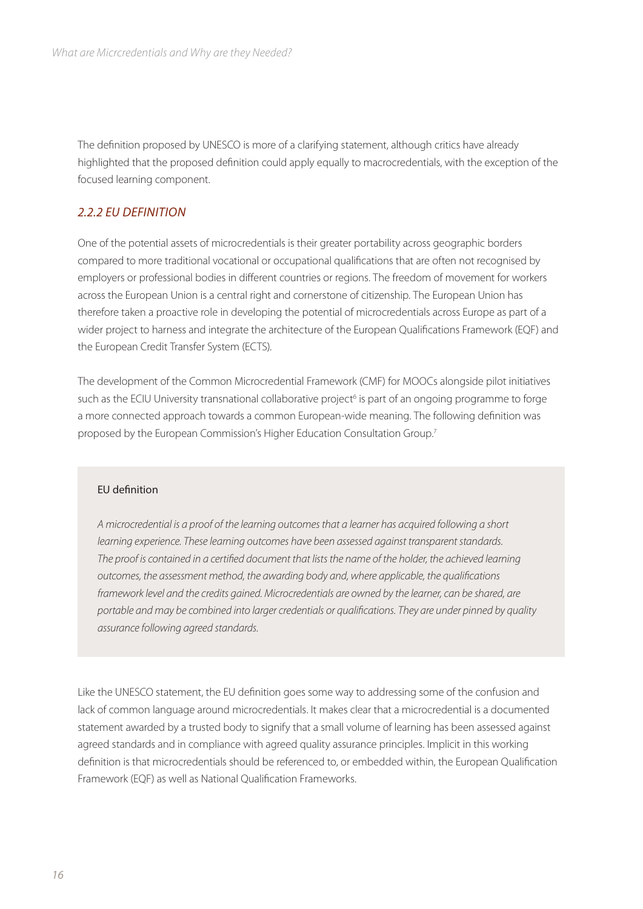The definition proposed by UNESCO is more of a clarifying statement, although critics have already highlighted that the proposed definition could apply equally to macrocredentials, with the exception of the focused learning component.

### *2.2.2 EU DEFINITION*

One of the potential assets of microcredentials is their greater portability across geographic borders compared to more traditional vocational or occupational qualifications that are often not recognised by employers or professional bodies in different countries or regions. The freedom of movement for workers across the European Union is a central right and cornerstone of citizenship. The European Union has therefore taken a proactive role in developing the potential of microcredentials across Europe as part of a wider project to harness and integrate the architecture of the European Qualifications Framework (EQF) and the European Credit Transfer System (ECTS).

The development of the Common Microcredential Framework (CMF) for MOOCs alongside pilot initiatives such as the ECIU University transnational collaborative project[6] is part of an ongoing programme to forge a more connected approach towards a common European-wide meaning. The following definition was proposed by the European Commission's Higher Education Consultation Group.[7]

> EU definition
>
> *A microcredential is a proof of the learning outcomes that a learner has acquired following a short learning experience. These learning outcomes have been assessed against transparent standards. The proof is contained in a certified document that lists the name of the holder, the achieved learning outcomes, the assessment method, the awarding body and, where applicable, the qualifications framework level and the credits gained. Microcredentials are owned by the learner, can be shared, are portable and may be combined into larger credentials or qualifications. They are under pinned by quality assurance following agreed standards.*

Like the UNESCO statement, the EU definition goes some way to addressing some of the confusion and lack of common language around microcredentials. It makes clear that a microcredential is a documented statement awarded by a trusted body to signify that a small volume of learning has been assessed against agreed standards and in compliance with agreed quality assurance principles. Implicit in this working definition is that microcredentials should be referenced to, or embedded within, the European Qualification Framework (EQF) as well as National Qualification Frameworks.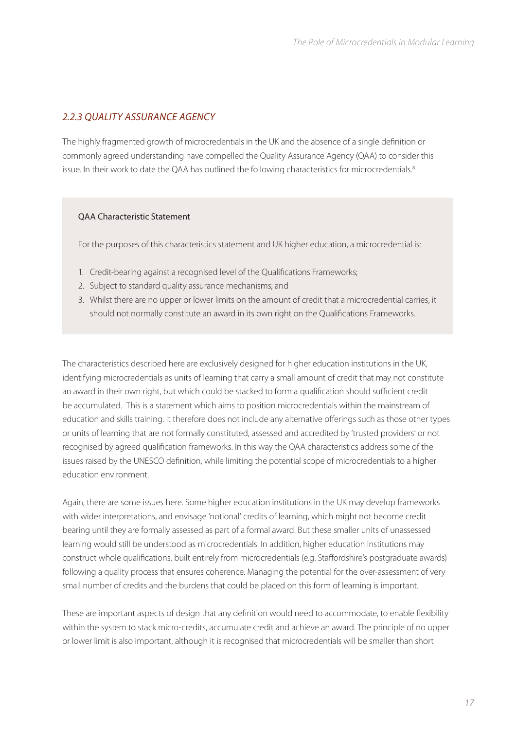### *2.2.3 QUALITY ASSURANCE AGENCY*

The highly fragmented growth of microcredentials in the UK and the absence of a single definition or commonly agreed understanding have compelled the Quality Assurance Agency (QAA) to consider this issue. In their work to date the QAA has outlined the following characteristics for microcredentials.[8]

> QAA Characteristic Statement
>
> For the purposes of this characteristics statement and UK higher education, a microcredential is:
>
> 1. Credit-bearing against a recognised level of the Qualifications Frameworks;
> 2. Subject to standard quality assurance mechanisms; and
> 3. Whilst there are no upper or lower limits on the amount of credit that a microcredential carries, it should not normally constitute an award in its own right on the Qualifications Frameworks.

The characteristics described here are exclusively designed for higher education institutions in the UK, identifying microcredentials as units of learning that carry a small amount of credit that may not constitute an award in their own right, but which could be stacked to form a qualification should sufficient credit be accumulated. This is a statement which aims to position microcredentials within the mainstream of education and skills training. It therefore does not include any alternative offerings such as those other types or units of learning that are not formally constituted, assessed and accredited by 'trusted providers' or not recognised by agreed qualification frameworks. In this way the QAA characteristics address some of the issues raised by the UNESCO definition, while limiting the potential scope of microcredentials to a higher education environment.

Again, there are some issues here. Some higher education institutions in the UK may develop frameworks with wider interpretations, and envisage 'notional' credits of learning, which might not become credit bearing until they are formally assessed as part of a formal award. But these smaller units of unassessed learning would still be understood as microcredentials. In addition, higher education institutions may construct whole qualifications, built entirely from microcredentials (e.g. Staffordshire's postgraduate awards) following a quality process that ensures coherence. Managing the potential for the over-assessment of very small number of credits and the burdens that could be placed on this form of learning is important.

These are important aspects of design that any definition would need to accommodate, to enable flexibility within the system to stack micro-credits, accumulate credit and achieve an award. The principle of no upper or lower limit is also important, although it is recognised that microcredentials will be smaller than short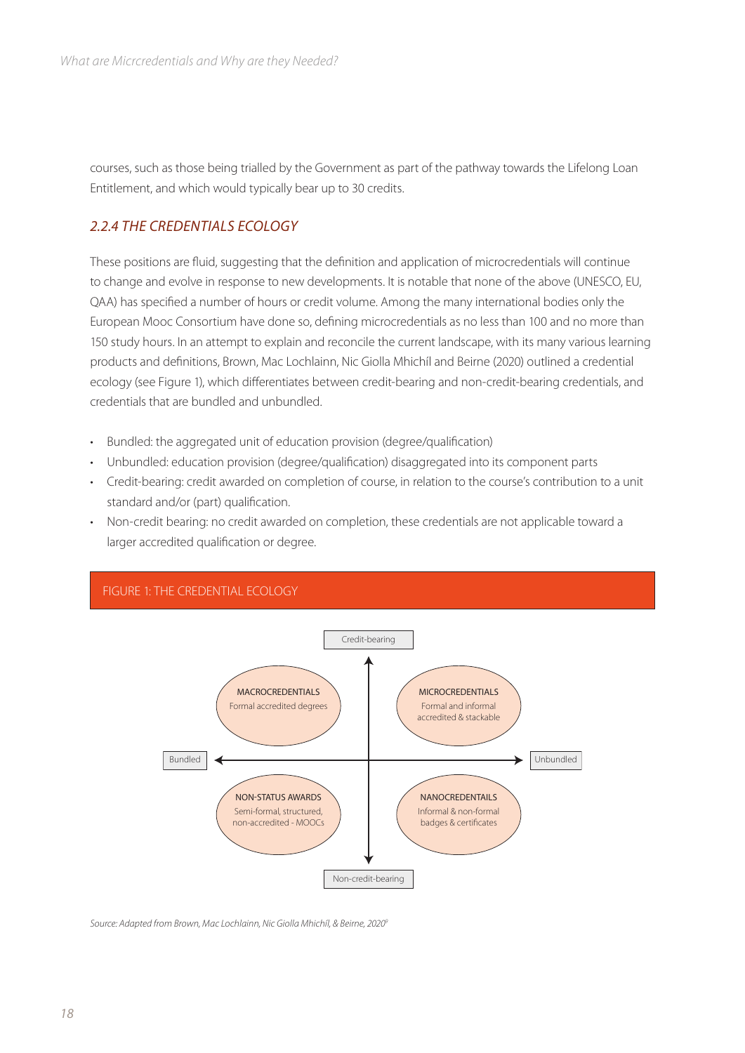courses, such as those being trialled by the Government as part of the pathway towards the Lifelong Loan Entitlement, and which would typically bear up to 30 credits.

### *2.2.4 THE CREDENTIALS ECOLOGY*

These positions are fluid, suggesting that the definition and application of microcredentials will continue to change and evolve in response to new developments. It is notable that none of the above (UNESCO, EU, QAA) has specified a number of hours or credit volume. Among the many international bodies only the European Mooc Consortium have done so, defining microcredentials as no less than 100 and no more than 150 study hours. In an attempt to explain and reconcile the current landscape, with its many various learning products and definitions, Brown, Mac Lochlainn, Nic Giolla Mhichíl and Beirne (2020) outlined a credential ecology (see Figure 1), which differentiates between credit-bearing and non-credit-bearing credentials, and credentials that are bundled and unbundled.

- Bundled: the aggregated unit of education provision (degree/qualification)
- Unbundled: education provision (degree/qualification) disaggregated into its component parts
- Credit-bearing: credit awarded on completion of course, in relation to the course's contribution to a unit standard and/or (part) qualification.
- Non-credit bearing: no credit awarded on completion, these credentials are not applicable toward a larger accredited qualification or degree.

FIGURE 1: THE CREDENTIAL ECOLOGY

Credit-bearing

MACROCREDENTIALS
Formal accredited degrees

MICROCREDENTIALS
Formal and informal accredited & stackable

Bundled

Unbundled

NON-STATUS AWARDS
Semi-formal, structured, non-accredited - MOOCs

NANOCREDENTAILS
Informal & non-formal badges & certificates

Non-credit-bearing

*Source: Adapted from Brown, Mac Lochlainn, Nic Giolla Mhichíl, & Beirne, 2020*[6]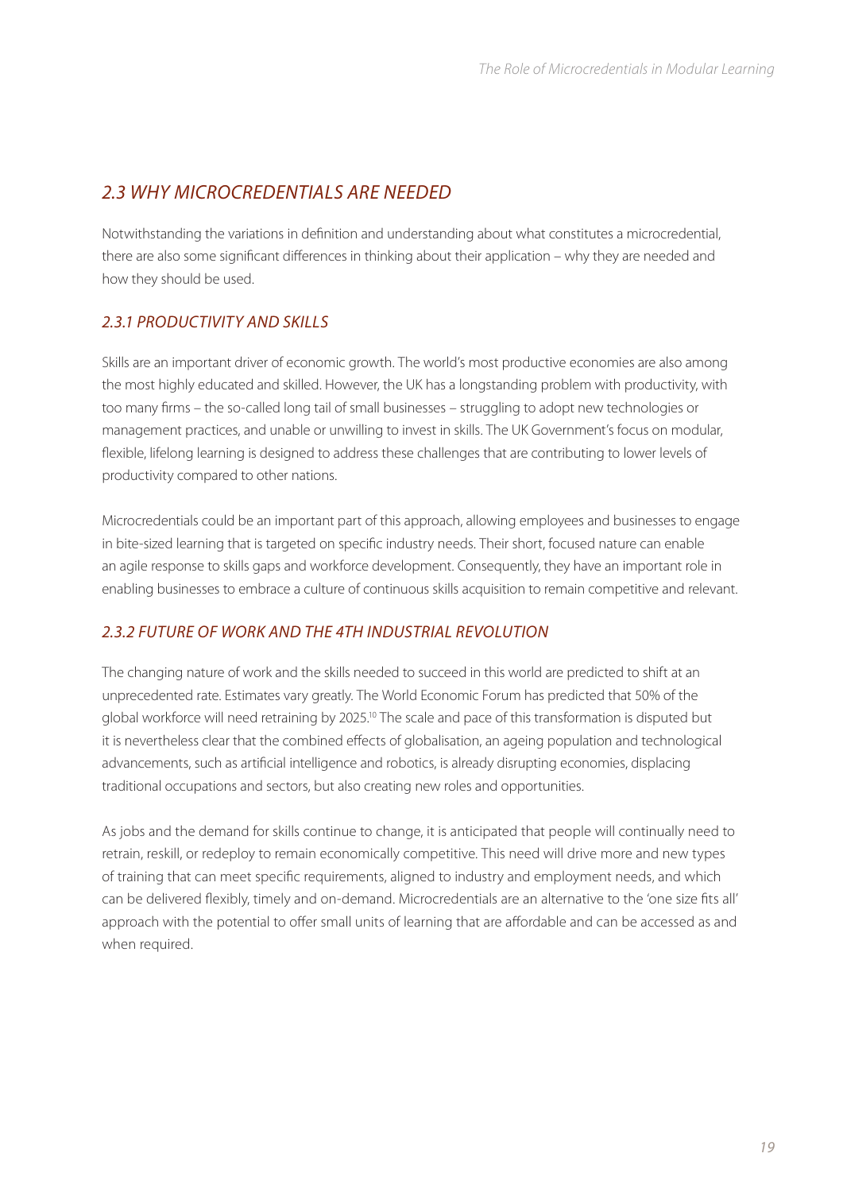## 2.3 WHY MICROCREDENTIALS ARE NEEDED

Notwithstanding the variations in definition and understanding about what constitutes a microcredential, there are also some significant differences in thinking about their application – why they are needed and how they should be used.

### 2.3.1 PRODUCTIVITY AND SKILLS

Skills are an important driver of economic growth. The world's most productive economies are also among the most highly educated and skilled. However, the UK has a longstanding problem with productivity, with too many firms – the so-called long tail of small businesses – struggling to adopt new technologies or management practices, and unable or unwilling to invest in skills. The UK Government's focus on modular, flexible, lifelong learning is designed to address these challenges that are contributing to lower levels of productivity compared to other nations.

Microcredentials could be an important part of this approach, allowing employees and businesses to engage in bite-sized learning that is targeted on specific industry needs. Their short, focused nature can enable an agile response to skills gaps and workforce development. Consequently, they have an important role in enabling businesses to embrace a culture of continuous skills acquisition to remain competitive and relevant.

### 2.3.2 FUTURE OF WORK AND THE 4TH INDUSTRIAL REVOLUTION

The changing nature of work and the skills needed to succeed in this world are predicted to shift at an unprecedented rate. Estimates vary greatly. The World Economic Forum has predicted that 50% of the global workforce will need retraining by 2025.[10] The scale and pace of this transformation is disputed but it is nevertheless clear that the combined effects of globalisation, an ageing population and technological advancements, such as artificial intelligence and robotics, is already disrupting economies, displacing traditional occupations and sectors, but also creating new roles and opportunities.

As jobs and the demand for skills continue to change, it is anticipated that people will continually need to retrain, reskill, or redeploy to remain economically competitive. This need will drive more and new types of training that can meet specific requirements, aligned to industry and employment needs, and which can be delivered flexibly, timely and on-demand. Microcredentials are an alternative to the 'one size fits all' approach with the potential to offer small units of learning that are affordable and can be accessed as and when required.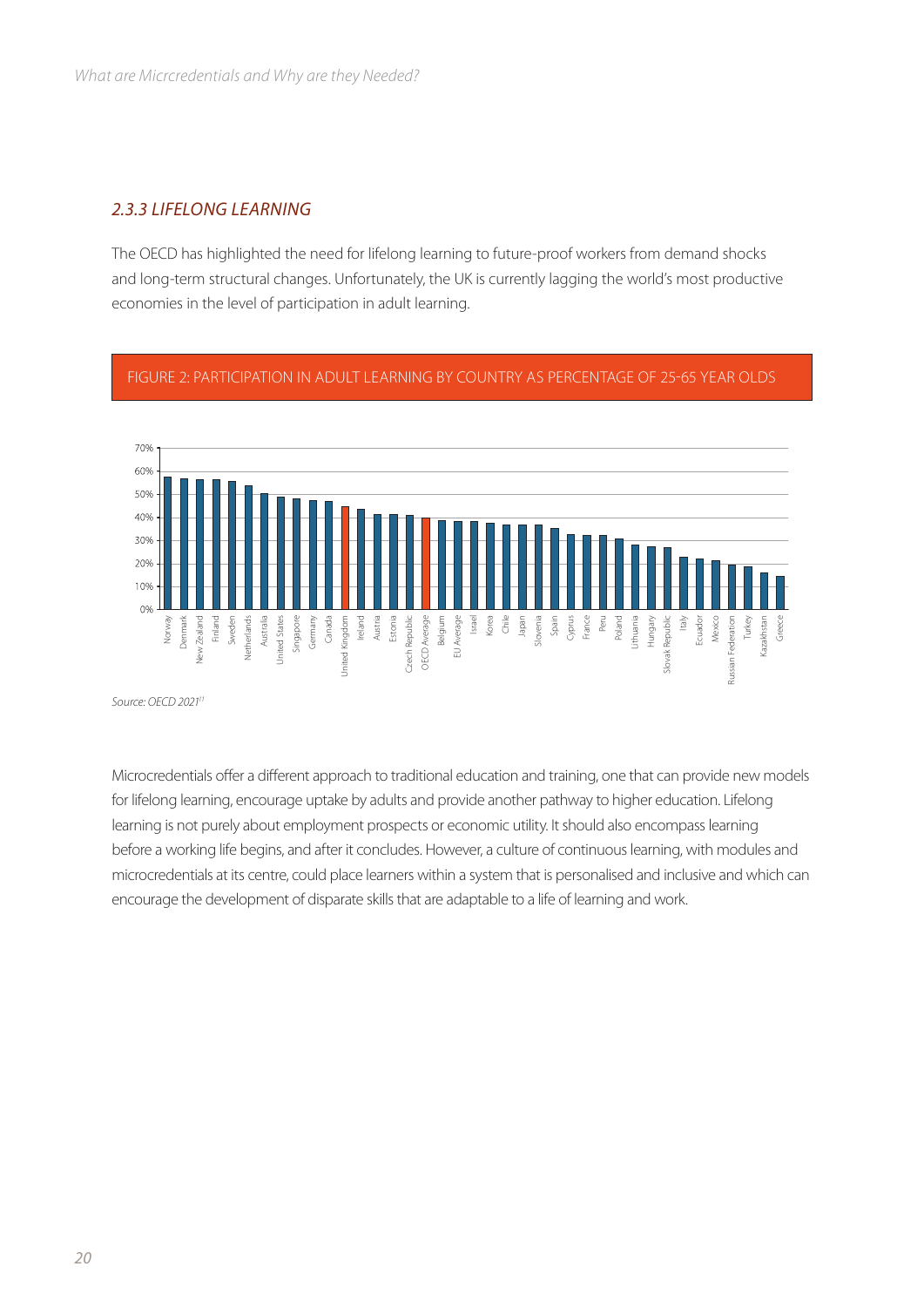### 2.3.3 LIFELONG LEARNING

The OECD has highlighted the need for lifelong learning to future-proof workers from demand shocks and long-term structural changes. Unfortunately, the UK is currently lagging the world's most productive economies in the level of participation in adult learning.

FIGURE 2: PARTICIPATION IN ADULT LEARNING BY COUNTRY AS PERCENTAGE OF 25-65 YEAR OLDS

*Source: OECD 2021*[11]

Microcredentials offer a different approach to traditional education and training, one that can provide new models for lifelong learning, encourage uptake by adults and provide another pathway to higher education. Lifelong learning is not purely about employment prospects or economic utility. It should also encompass learning before a working life begins, and after it concludes. However, a culture of continuous learning, with modules and microcredentials at its centre, could place learners within a system that is personalised and inclusive and which can encourage the development of disparate skills that are adaptable to a life of learning and work.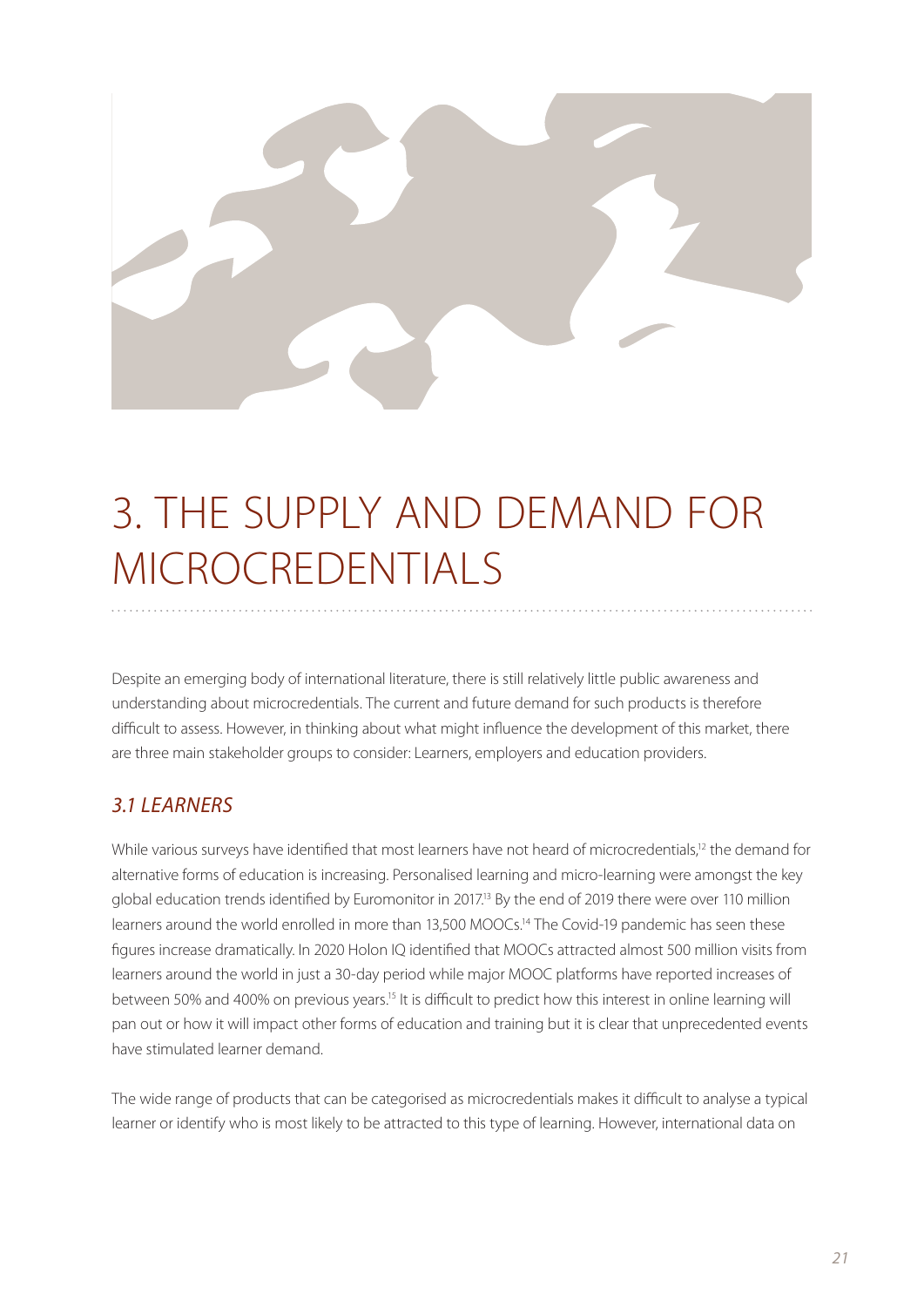# 3. THE SUPPLY AND DEMAND FOR MICROCREDENTIALS

Despite an emerging body of international literature, there is still relatively little public awareness and understanding about microcredentials. The current and future demand for such products is therefore difficult to assess. However, in thinking about what might influence the development of this market, there are three main stakeholder groups to consider: Learners, employers and education providers.

## *3.1 LEARNERS*

While various surveys have identified that most learners have not heard of microcredentials,[12] the demand for alternative forms of education is increasing. Personalised learning and micro-learning were amongst the key global education trends identified by Euromonitor in 2017.[13] By the end of 2019 there were over 110 million learners around the world enrolled in more than 13,500 MOOCs.[14] The Covid-19 pandemic has seen these figures increase dramatically. In 2020 Holon IQ identified that MOOCs attracted almost 500 million visits from learners around the world in just a 30-day period while major MOOC platforms have reported increases of between 50% and 400% on previous years.[15] It is difficult to predict how this interest in online learning will pan out or how it will impact other forms of education and training but it is clear that unprecedented events have stimulated learner demand.

The wide range of products that can be categorised as microcredentials makes it difficult to analyse a typical learner or identify who is most likely to be attracted to this type of learning. However, international data on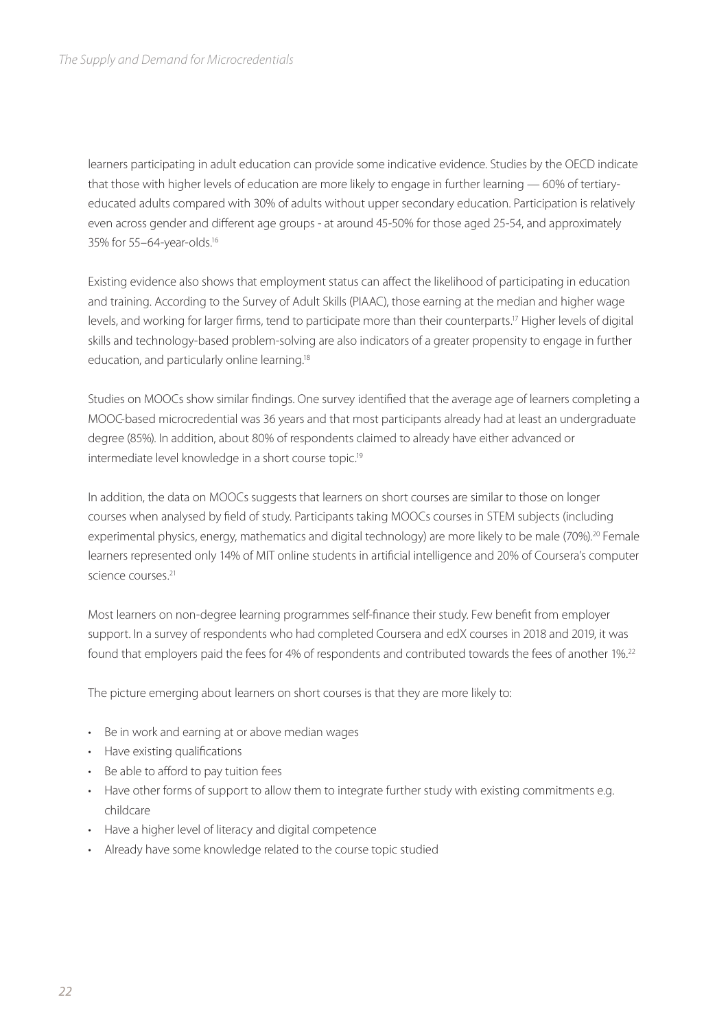learners participating in adult education can provide some indicative evidence. Studies by the OECD indicate that those with higher levels of education are more likely to engage in further learning — 60% of tertiary-educated adults compared with 30% of adults without upper secondary education. Participation is relatively even across gender and different age groups - at around 45-50% for those aged 25-54, and approximately 35% for 55–64-year-olds.[16]

Existing evidence also shows that employment status can affect the likelihood of participating in education and training. According to the Survey of Adult Skills (PIAAC), those earning at the median and higher wage levels, and working for larger firms, tend to participate more than their counterparts.[17] Higher levels of digital skills and technology-based problem-solving are also indicators of a greater propensity to engage in further education, and particularly online learning.[18]

Studies on MOOCs show similar findings. One survey identified that the average age of learners completing a MOOC-based microcredential was 36 years and that most participants already had at least an undergraduate degree (85%). In addition, about 80% of respondents claimed to already have either advanced or intermediate level knowledge in a short course topic.[19]

In addition, the data on MOOCs suggests that learners on short courses are similar to those on longer courses when analysed by field of study. Participants taking MOOCs courses in STEM subjects (including experimental physics, energy, mathematics and digital technology) are more likely to be male (70%).[20] Female learners represented only 14% of MIT online students in artificial intelligence and 20% of Coursera's computer science courses.[21]

Most learners on non-degree learning programmes self-finance their study. Few benefit from employer support. In a survey of respondents who had completed Coursera and edX courses in 2018 and 2019, it was found that employers paid the fees for 4% of respondents and contributed towards the fees of another 1%.[22]

The picture emerging about learners on short courses is that they are more likely to:

- Be in work and earning at or above median wages
- Have existing qualifications
- Be able to afford to pay tuition fees
- Have other forms of support to allow them to integrate further study with existing commitments e.g. childcare
- Have a higher level of literacy and digital competence
- Already have some knowledge related to the course topic studied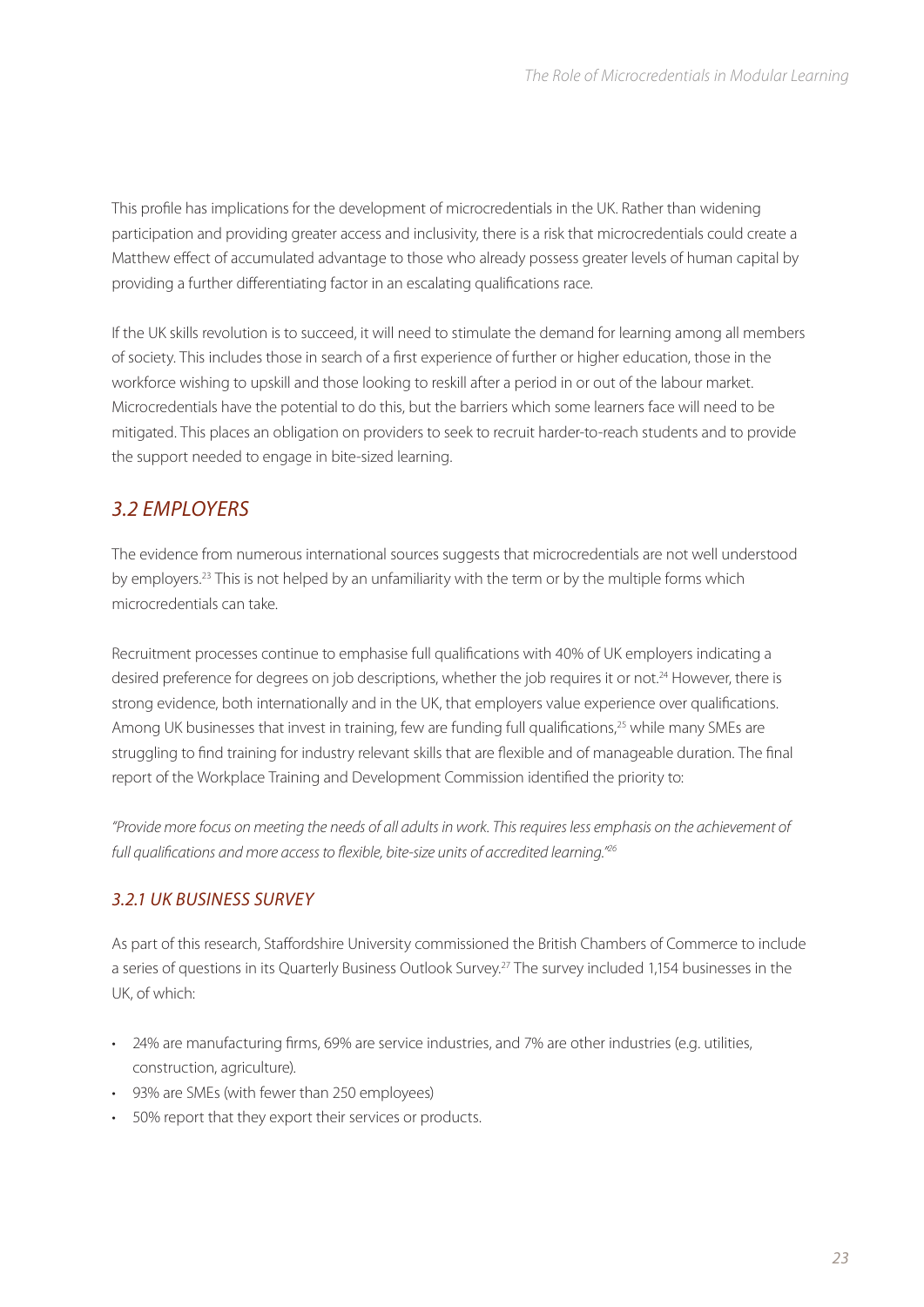This profile has implications for the development of microcredentials in the UK. Rather than widening participation and providing greater access and inclusivity, there is a risk that microcredentials could create a Matthew effect of accumulated advantage to those who already possess greater levels of human capital by providing a further differentiating factor in an escalating qualifications race.

If the UK skills revolution is to succeed, it will need to stimulate the demand for learning among all members of society. This includes those in search of a first experience of further or higher education, those in the workforce wishing to upskill and those looking to reskill after a period in or out of the labour market. Microcredentials have the potential to do this, but the barriers which some learners face will need to be mitigated. This places an obligation on providers to seek to recruit harder-to-reach students and to provide the support needed to engage in bite-sized learning.

## *3.2 EMPLOYERS*

The evidence from numerous international sources suggests that microcredentials are not well understood by employers.[23] This is not helped by an unfamiliarity with the term or by the multiple forms which microcredentials can take.

Recruitment processes continue to emphasise full qualifications with 40% of UK employers indicating a desired preference for degrees on job descriptions, whether the job requires it or not.[24] However, there is strong evidence, both internationally and in the UK, that employers value experience over qualifications. Among UK businesses that invest in training, few are funding full qualifications,[25] while many SMEs are struggling to find training for industry relevant skills that are flexible and of manageable duration. The final report of the Workplace Training and Development Commission identified the priority to:

*"Provide more focus on meeting the needs of all adults in work. This requires less emphasis on the achievement of full qualifications and more access to flexible, bite-size units of accredited learning."*[26]

### *3.2.1 UK BUSINESS SURVEY*

As part of this research, Staffordshire University commissioned the British Chambers of Commerce to include a series of questions in its Quarterly Business Outlook Survey.[27] The survey included 1,154 businesses in the UK, of which:

- 24% are manufacturing firms, 69% are service industries, and 7% are other industries (e.g. utilities, construction, agriculture).
- 93% are SMEs (with fewer than 250 employees)
- 50% report that they export their services or products.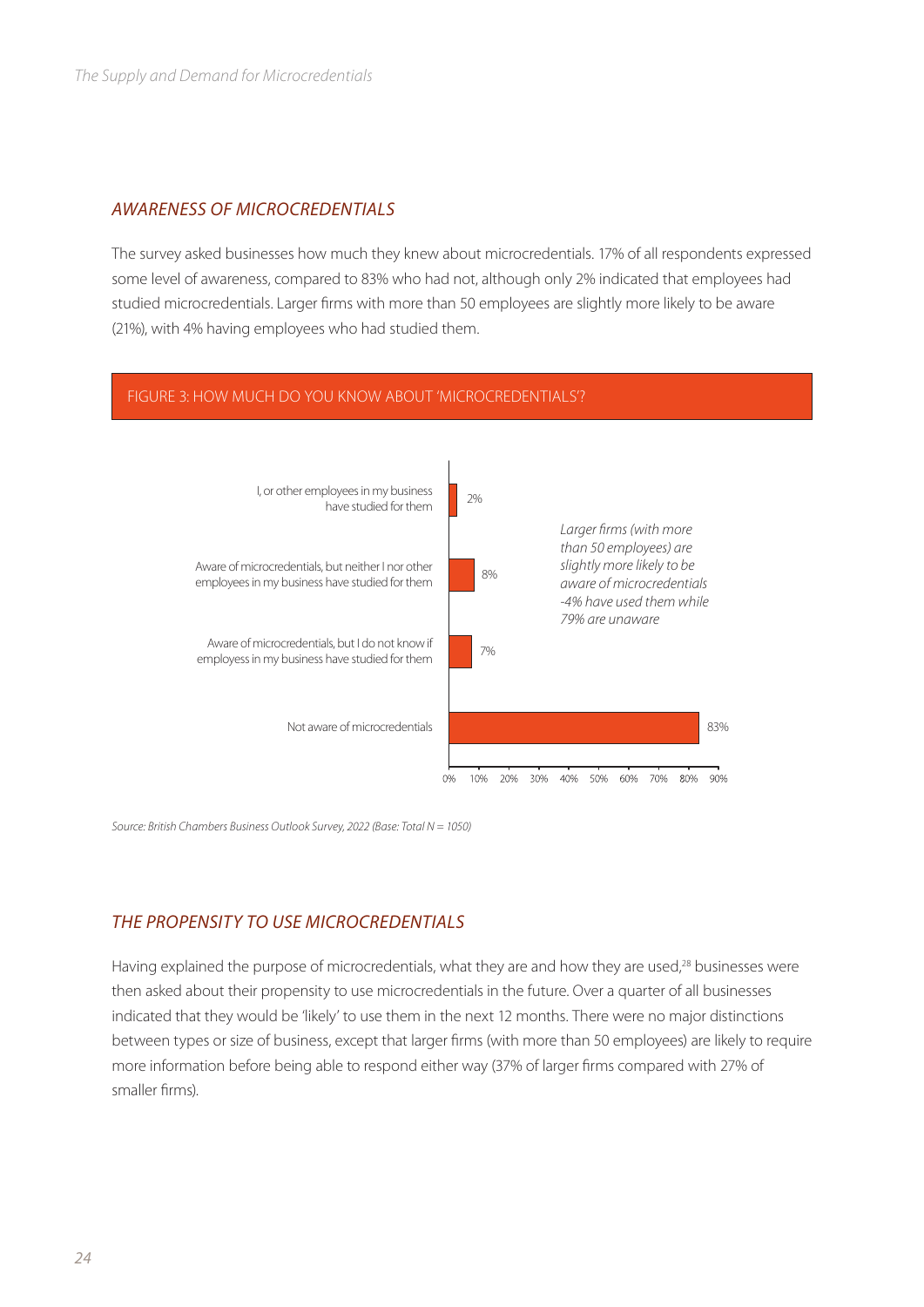## *AWARENESS OF MICROCREDENTIALS*

The survey asked businesses how much they knew about microcredentials. 17% of all respondents expressed some level of awareness, compared to 83% who had not, although only 2% indicated that employees had studied microcredentials. Larger firms with more than 50 employees are slightly more likely to be aware (21%), with 4% having employees who had studied them.

FIGURE 3: HOW MUCH DO YOU KNOW ABOUT 'MICROCREDENTIALS'?

| Response | % |
|---|---|
| I, or other employees in my business have studied for them | 2% |
| Aware of microcredentials, but neither I nor other employees in my business have studied for them | 8% |
| Aware of microcredentials, but I do not know if employess in my business have studied for them | 7% |
| Not aware of microcredentials | 83% |

*Larger firms (with more than 50 employees) are slightly more likely to be aware of microcredentials -4% have used them while 79% are unaware*

*Source: British Chambers Business Outlook Survey, 2022 (Base: Total N = 1050)*

## *THE PROPENSITY TO USE MICROCREDENTIALS*

Having explained the purpose of microcredentials, what they are and how they are used,[28] businesses were then asked about their propensity to use microcredentials in the future. Over a quarter of all businesses indicated that they would be 'likely' to use them in the next 12 months. There were no major distinctions between types or size of business, except that larger firms (with more than 50 employees) are likely to require more information before being able to respond either way (37% of larger firms compared with 27% of smaller firms).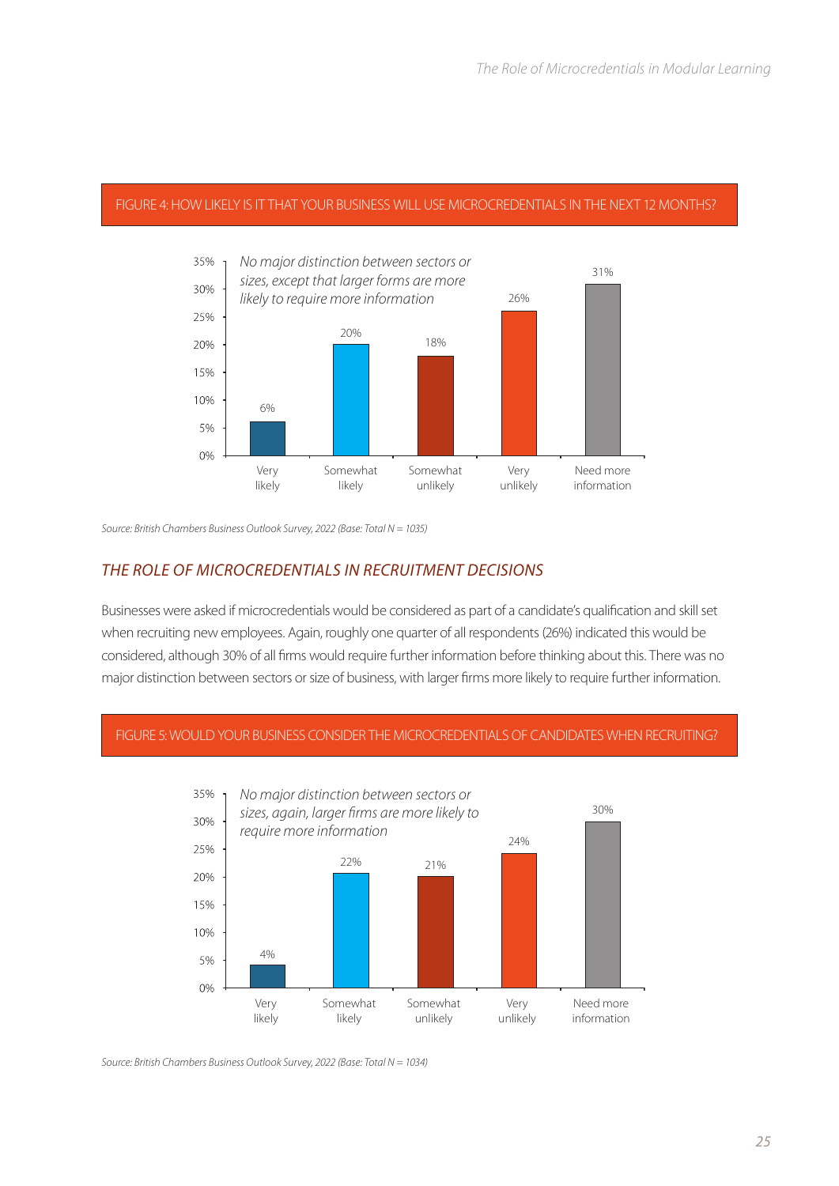FIGURE 4: HOW LIKELY IS IT THAT YOUR BUSINESS WILL USE MICROCREDENTIALS IN THE NEXT 12 MONTHS?

*No major distinction between sectors or sizes, except that larger forms are more likely to require more information*

| Response | % |
|---|---|
| Very likely | 6% |
| Somewhat likely | 20% |
| Somewhat unlikely | 18% |
| Very unlikely | 26% |
| Need more information | 31% |

*Source: British Chambers Business Outlook Survey, 2022 (Base: Total N = 1035)*

## THE ROLE OF MICROCREDENTIALS IN RECRUITMENT DECISIONS

Businesses were asked if microcredentials would be considered as part of a candidate's qualification and skill set when recruiting new employees. Again, roughly one quarter of all respondents (26%) indicated this would be considered, although 30% of all firms would require further information before thinking about this. There was no major distinction between sectors or size of business, with larger firms more likely to require further information.

FIGURE 5: WOULD YOUR BUSINESS CONSIDER THE MICROCREDENTIALS OF CANDIDATES WHEN RECRUITING?

*No major distinction between sectors or sizes, again, larger firms are more likely to require more information*

| Response | % |
|---|---|
| Very likely | 4% |
| Somewhat likely | 22% |
| Somewhat unlikely | 21% |
| Very unlikely | 24% |
| Need more information | 30% |

*Source: British Chambers Business Outlook Survey, 2022 (Base: Total N = 1034)*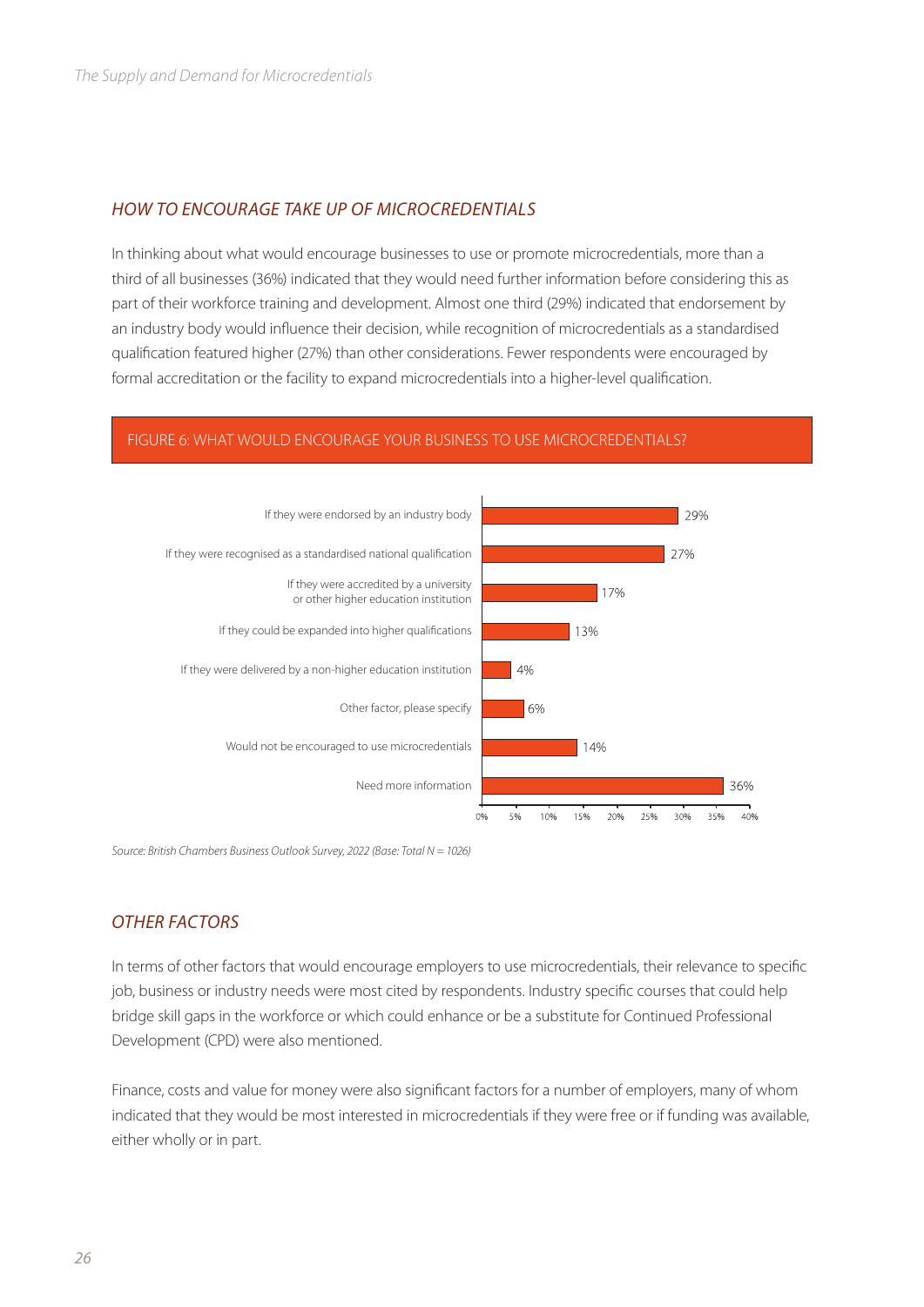## *HOW TO ENCOURAGE TAKE UP OF MICROCREDENTIALS*

In thinking about what would encourage businesses to use or promote microcredentials, more than a third of all businesses (36%) indicated that they would need further information before considering this as part of their workforce training and development. Almost one third (29%) indicated that endorsement by an industry body would influence their decision, while recognition of microcredentials as a standardised qualification featured higher (27%) than other considerations. Fewer respondents were encouraged by formal accreditation or the facility to expand microcredentials into a higher-level qualification.

FIGURE 6: WHAT WOULD ENCOURAGE YOUR BUSINESS TO USE MICROCREDENTIALS?

| Response | % |
| --- | --- |
| If they were endorsed by an industry body | 29% |
| If they were recognised as a standardised national qualification | 27% |
| If they were accredited by a university or other higher education institution | 17% |
| If they could be expanded into higher qualifications | 13% |
| If they were delivered by a non-higher education institution | 4% |
| Other factor, please specify | 6% |
| Would not be encouraged to use microcredentials | 14% |
| Need more information | 36% |

*Source: British Chambers Business Outlook Survey, 2022 (Base: Total N = 1026)*

## *OTHER FACTORS*

In terms of other factors that would encourage employers to use microcredentials, their relevance to specific job, business or industry needs were most cited by respondents. Industry specific courses that could help bridge skill gaps in the workforce or which could enhance or be a substitute for Continued Professional Development (CPD) were also mentioned.

Finance, costs and value for money were also significant factors for a number of employers, many of whom indicated that they would be most interested in microcredentials if they were free or if funding was available, either wholly or in part.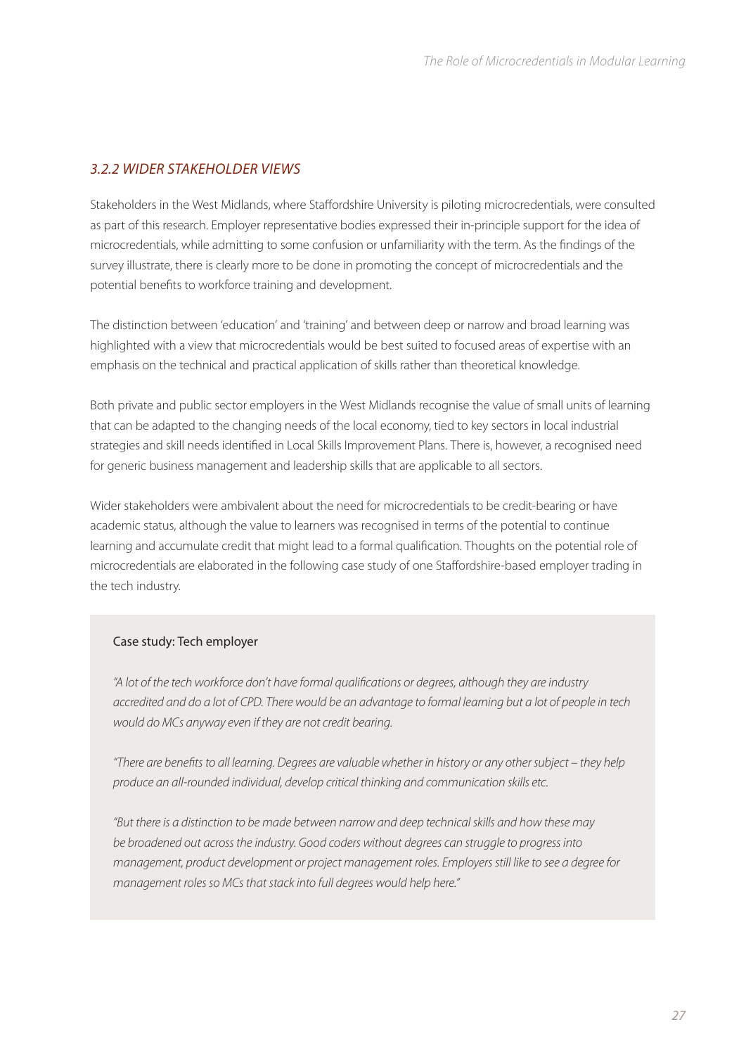### *3.2.2 WIDER STAKEHOLDER VIEWS*

Stakeholders in the West Midlands, where Staffordshire University is piloting microcredentials, were consulted as part of this research. Employer representative bodies expressed their in-principle support for the idea of microcredentials, while admitting to some confusion or unfamiliarity with the term. As the findings of the survey illustrate, there is clearly more to be done in promoting the concept of microcredentials and the potential benefits to workforce training and development.

The distinction between 'education' and 'training' and between deep or narrow and broad learning was highlighted with a view that microcredentials would be best suited to focused areas of expertise with an emphasis on the technical and practical application of skills rather than theoretical knowledge.

Both private and public sector employers in the West Midlands recognise the value of small units of learning that can be adapted to the changing needs of the local economy, tied to key sectors in local industrial strategies and skill needs identified in Local Skills Improvement Plans. There is, however, a recognised need for generic business management and leadership skills that are applicable to all sectors.

Wider stakeholders were ambivalent about the need for microcredentials to be credit-bearing or have academic status, although the value to learners was recognised in terms of the potential to continue learning and accumulate credit that might lead to a formal qualification. Thoughts on the potential role of microcredentials are elaborated in the following case study of one Staffordshire-based employer trading in the tech industry.

> Case study: Tech employer
>
> *"A lot of the tech workforce don't have formal qualifications or degrees, although they are industry accredited and do a lot of CPD. There would be an advantage to formal learning but a lot of people in tech would do MCs anyway even if they are not credit bearing.*
>
> *"There are benefits to all learning. Degrees are valuable whether in history or any other subject – they help produce an all-rounded individual, develop critical thinking and communication skills etc.*
>
> *"But there is a distinction to be made between narrow and deep technical skills and how these may be broadened out across the industry. Good coders without degrees can struggle to progress into management, product development or project management roles. Employers still like to see a degree for management roles so MCs that stack into full degrees would help here."*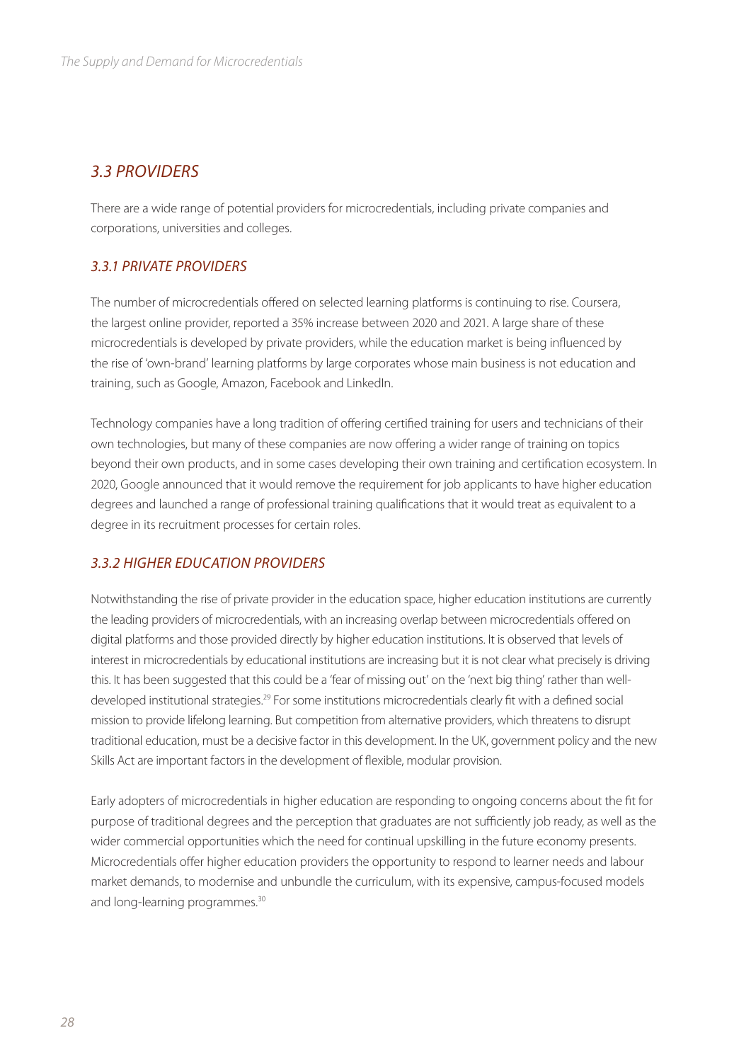## *3.3 PROVIDERS*

There are a wide range of potential providers for microcredentials, including private companies and corporations, universities and colleges.

### *3.3.1 PRIVATE PROVIDERS*

The number of microcredentials offered on selected learning platforms is continuing to rise. Coursera, the largest online provider, reported a 35% increase between 2020 and 2021. A large share of these microcredentials is developed by private providers, while the education market is being influenced by the rise of 'own-brand' learning platforms by large corporates whose main business is not education and training, such as Google, Amazon, Facebook and LinkedIn.

Technology companies have a long tradition of offering certified training for users and technicians of their own technologies, but many of these companies are now offering a wider range of training on topics beyond their own products, and in some cases developing their own training and certification ecosystem. In 2020, Google announced that it would remove the requirement for job applicants to have higher education degrees and launched a range of professional training qualifications that it would treat as equivalent to a degree in its recruitment processes for certain roles.

### *3.3.2 HIGHER EDUCATION PROVIDERS*

Notwithstanding the rise of private provider in the education space, higher education institutions are currently the leading providers of microcredentials, with an increasing overlap between microcredentials offered on digital platforms and those provided directly by higher education institutions. It is observed that levels of interest in microcredentials by educational institutions are increasing but it is not clear what precisely is driving this. It has been suggested that this could be a 'fear of missing out' on the 'next big thing' rather than well-developed institutional strategies.[29] For some institutions microcredentials clearly fit with a defined social mission to provide lifelong learning. But competition from alternative providers, which threatens to disrupt traditional education, must be a decisive factor in this development. In the UK, government policy and the new Skills Act are important factors in the development of flexible, modular provision.

Early adopters of microcredentials in higher education are responding to ongoing concerns about the fit for purpose of traditional degrees and the perception that graduates are not sufficiently job ready, as well as the wider commercial opportunities which the need for continual upskilling in the future economy presents. Microcredentials offer higher education providers the opportunity to respond to learner needs and labour market demands, to modernise and unbundle the curriculum, with its expensive, campus-focused models and long-learning programmes.[30]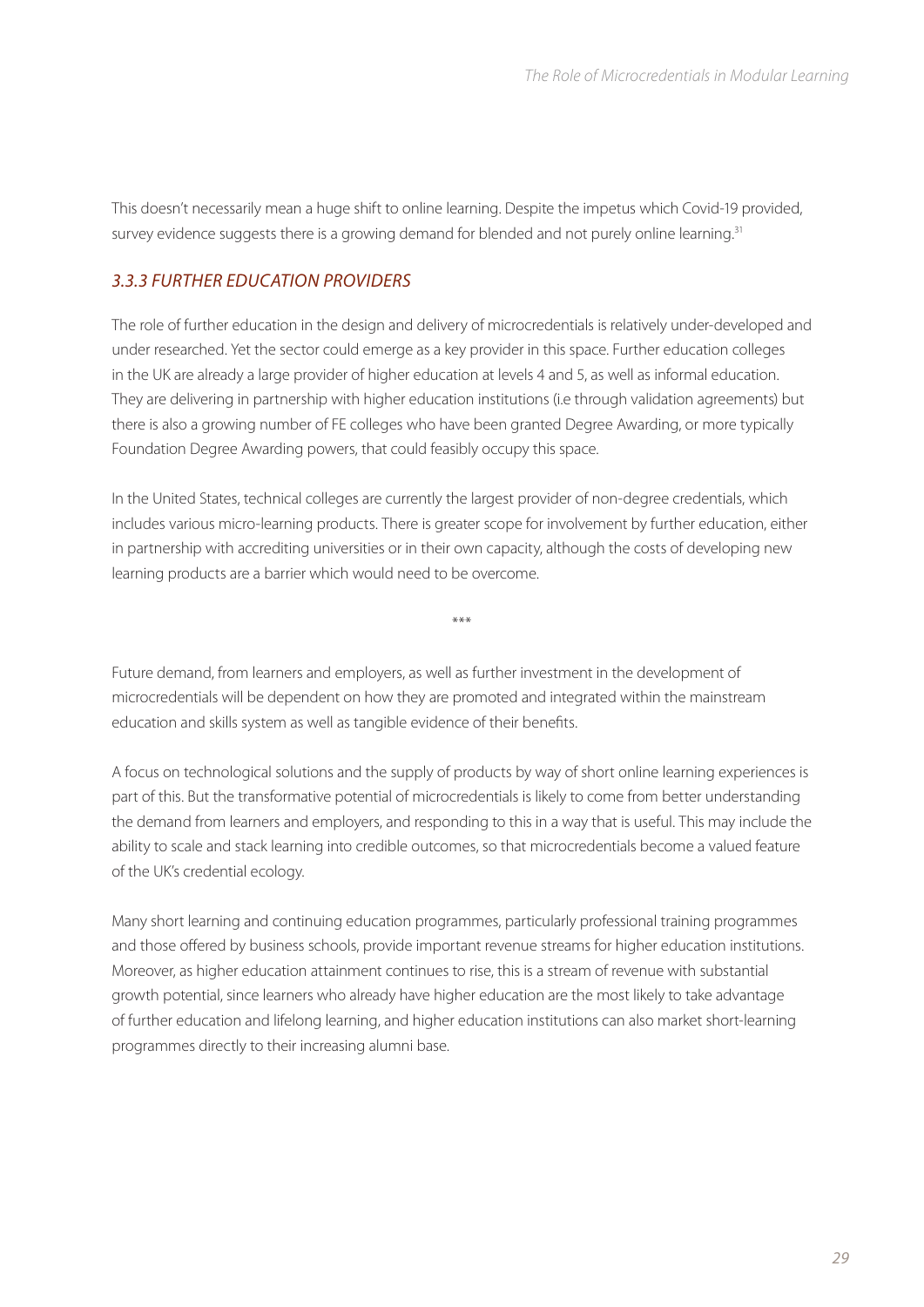This doesn't necessarily mean a huge shift to online learning. Despite the impetus which Covid-19 provided, survey evidence suggests there is a growing demand for blended and not purely online learning.[31]

### *3.3.3 FURTHER EDUCATION PROVIDERS*

The role of further education in the design and delivery of microcredentials is relatively under-developed and under researched. Yet the sector could emerge as a key provider in this space. Further education colleges in the UK are already a large provider of higher education at levels 4 and 5, as well as informal education. They are delivering in partnership with higher education institutions (i.e through validation agreements) but there is also a growing number of FE colleges who have been granted Degree Awarding, or more typically Foundation Degree Awarding powers, that could feasibly occupy this space.

In the United States, technical colleges are currently the largest provider of non-degree credentials, which includes various micro-learning products. There is greater scope for involvement by further education, either in partnership with accrediting universities or in their own capacity, although the costs of developing new learning products are a barrier which would need to be overcome.

***

Future demand, from learners and employers, as well as further investment in the development of microcredentials will be dependent on how they are promoted and integrated within the mainstream education and skills system as well as tangible evidence of their benefits.

A focus on technological solutions and the supply of products by way of short online learning experiences is part of this. But the transformative potential of microcredentials is likely to come from better understanding the demand from learners and employers, and responding to this in a way that is useful. This may include the ability to scale and stack learning into credible outcomes, so that microcredentials become a valued feature of the UK's credential ecology.

Many short learning and continuing education programmes, particularly professional training programmes and those offered by business schools, provide important revenue streams for higher education institutions. Moreover, as higher education attainment continues to rise, this is a stream of revenue with substantial growth potential, since learners who already have higher education are the most likely to take advantage of further education and lifelong learning, and higher education institutions can also market short-learning programmes directly to their increasing alumni base.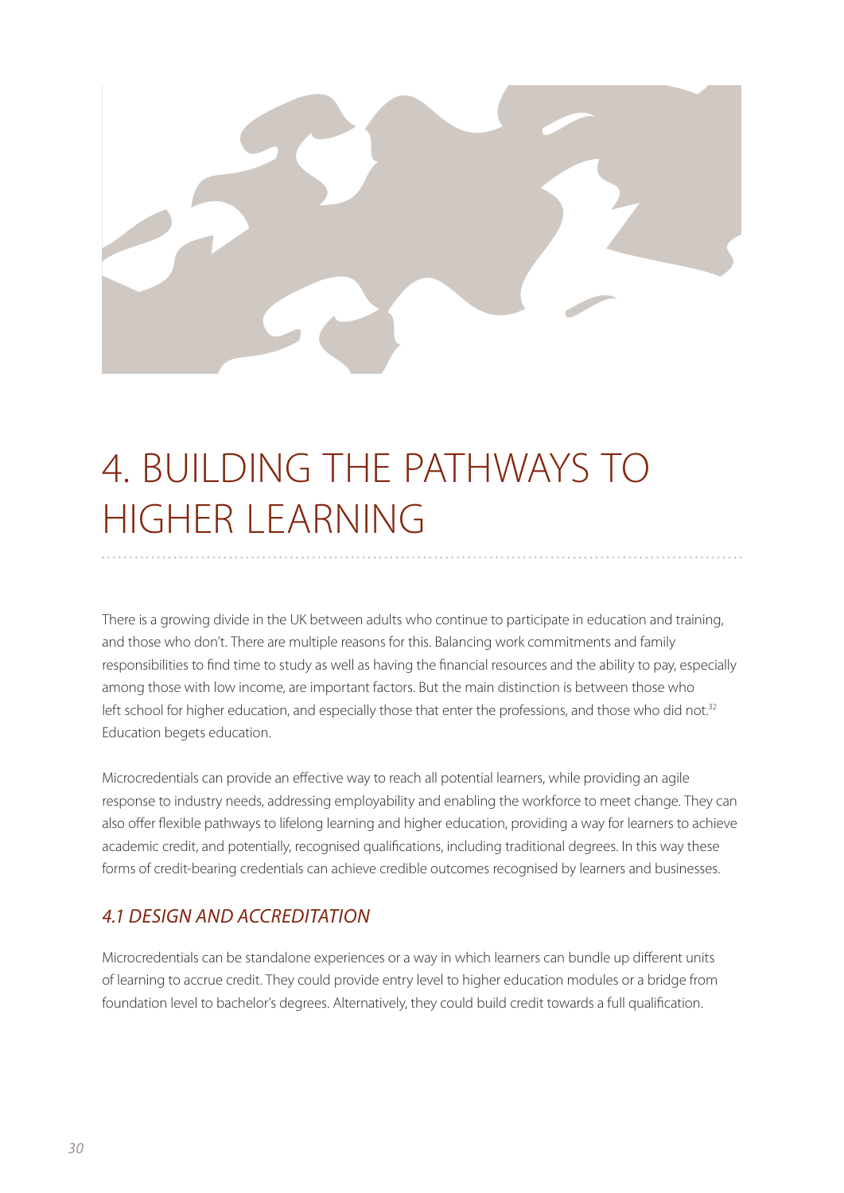# 4. BUILDING THE PATHWAYS TO HIGHER LEARNING

There is a growing divide in the UK between adults who continue to participate in education and training, and those who don't. There are multiple reasons for this. Balancing work commitments and family responsibilities to find time to study as well as having the financial resources and the ability to pay, especially among those with low income, are important factors. But the main distinction is between those who left school for higher education, and especially those that enter the professions, and those who did not.[32] Education begets education.

Microcredentials can provide an effective way to reach all potential learners, while providing an agile response to industry needs, addressing employability and enabling the workforce to meet change. They can also offer flexible pathways to lifelong learning and higher education, providing a way for learners to achieve academic credit, and potentially, recognised qualifications, including traditional degrees. In this way these forms of credit-bearing credentials can achieve credible outcomes recognised by learners and businesses.

## *4.1 DESIGN AND ACCREDITATION*

Microcredentials can be standalone experiences or a way in which learners can bundle up different units of learning to accrue credit. They could provide entry level to higher education modules or a bridge from foundation level to bachelor's degrees. Alternatively, they could build credit towards a full qualification.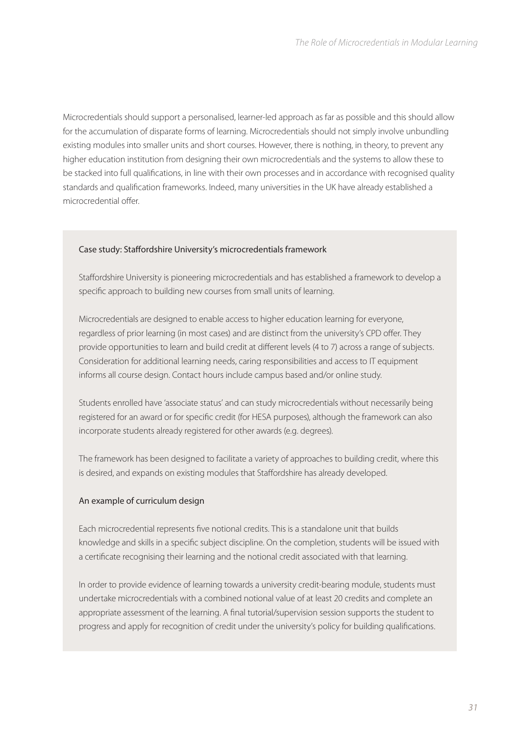Microcredentials should support a personalised, learner-led approach as far as possible and this should allow for the accumulation of disparate forms of learning. Microcredentials should not simply involve unbundling existing modules into smaller units and short courses. However, there is nothing, in theory, to prevent any higher education institution from designing their own microcredentials and the systems to allow these to be stacked into full qualifications, in line with their own processes and in accordance with recognised quality standards and qualification frameworks. Indeed, many universities in the UK have already established a microcredential offer.

### Case study: Staffordshire University's microcredentials framework

Staffordshire University is pioneering microcredentials and has established a framework to develop a specific approach to building new courses from small units of learning.

Microcredentials are designed to enable access to higher education learning for everyone, regardless of prior learning (in most cases) and are distinct from the university's CPD offer. They provide opportunities to learn and build credit at different levels (4 to 7) across a range of subjects. Consideration for additional learning needs, caring responsibilities and access to IT equipment informs all course design. Contact hours include campus based and/or online study.

Students enrolled have 'associate status' and can study microcredentials without necessarily being registered for an award or for specific credit (for HESA purposes), although the framework can also incorporate students already registered for other awards (e.g. degrees).

The framework has been designed to facilitate a variety of approaches to building credit, where this is desired, and expands on existing modules that Staffordshire has already developed.

#### An example of curriculum design

Each microcredential represents five notional credits. This is a standalone unit that builds knowledge and skills in a specific subject discipline. On the completion, students will be issued with a certificate recognising their learning and the notional credit associated with that learning.

In order to provide evidence of learning towards a university credit-bearing module, students must undertake microcredentials with a combined notional value of at least 20 credits and complete an appropriate assessment of the learning. A final tutorial/supervision session supports the student to progress and apply for recognition of credit under the university's policy for building qualifications.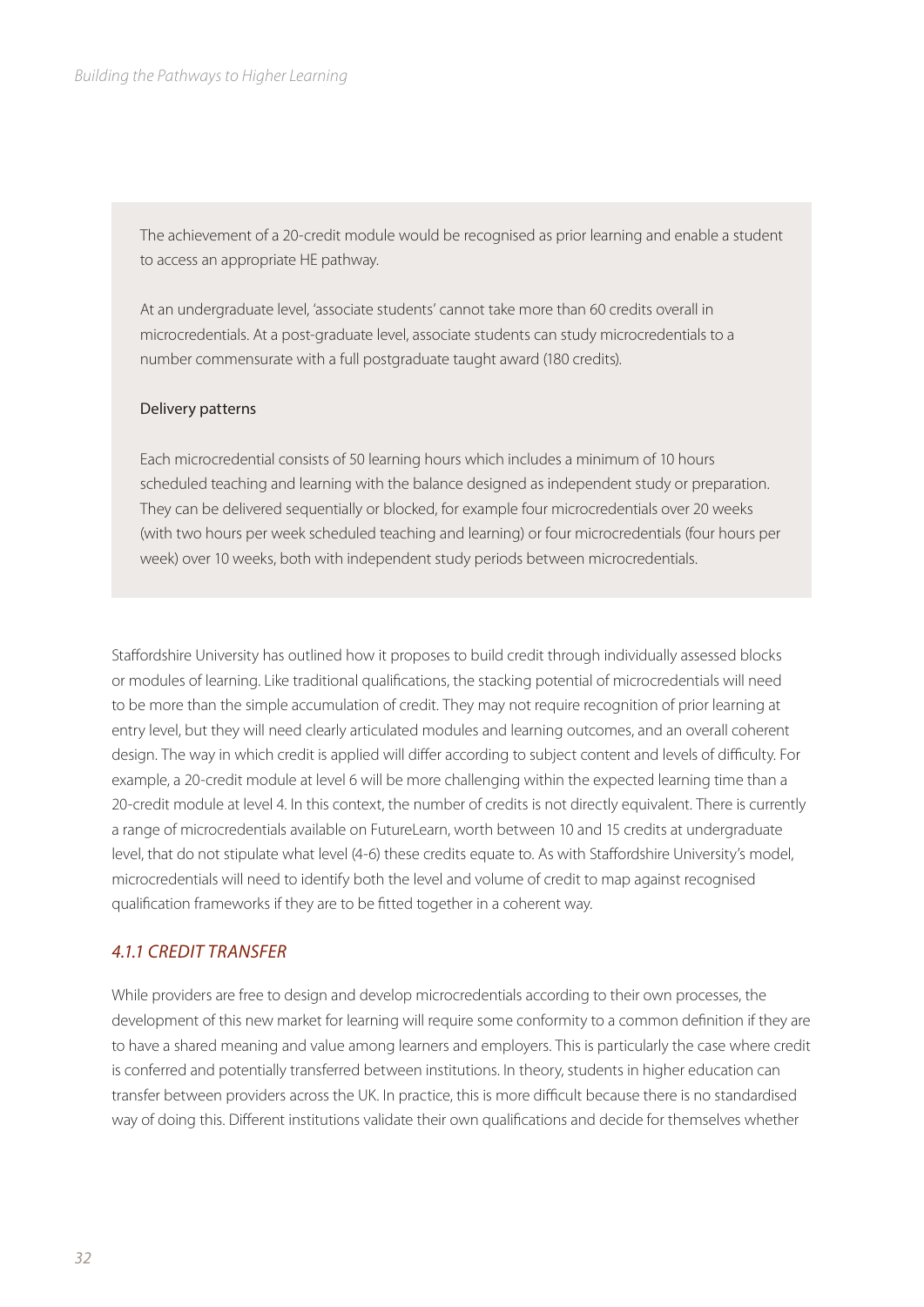The achievement of a 20-credit module would be recognised as prior learning and enable a student to access an appropriate HE pathway.

At an undergraduate level, 'associate students' cannot take more than 60 credits overall in microcredentials. At a post-graduate level, associate students can study microcredentials to a number commensurate with a full postgraduate taught award (180 credits).

Delivery patterns

Each microcredential consists of 50 learning hours which includes a minimum of 10 hours scheduled teaching and learning with the balance designed as independent study or preparation. They can be delivered sequentially or blocked, for example four microcredentials over 20 weeks (with two hours per week scheduled teaching and learning) or four microcredentials (four hours per week) over 10 weeks, both with independent study periods between microcredentials.

Staffordshire University has outlined how it proposes to build credit through individually assessed blocks or modules of learning. Like traditional qualifications, the stacking potential of microcredentials will need to be more than the simple accumulation of credit. They may not require recognition of prior learning at entry level, but they will need clearly articulated modules and learning outcomes, and an overall coherent design. The way in which credit is applied will differ according to subject content and levels of difficulty. For example, a 20-credit module at level 6 will be more challenging within the expected learning time than a 20-credit module at level 4. In this context, the number of credits is not directly equivalent. There is currently a range of microcredentials available on FutureLearn, worth between 10 and 15 credits at undergraduate level, that do not stipulate what level (4-6) these credits equate to. As with Staffordshire University's model, microcredentials will need to identify both the level and volume of credit to map against recognised qualification frameworks if they are to be fitted together in a coherent way.

### *4.1.1 CREDIT TRANSFER*

While providers are free to design and develop microcredentials according to their own processes, the development of this new market for learning will require some conformity to a common definition if they are to have a shared meaning and value among learners and employers. This is particularly the case where credit is conferred and potentially transferred between institutions. In theory, students in higher education can transfer between providers across the UK. In practice, this is more difficult because there is no standardised way of doing this. Different institutions validate their own qualifications and decide for themselves whether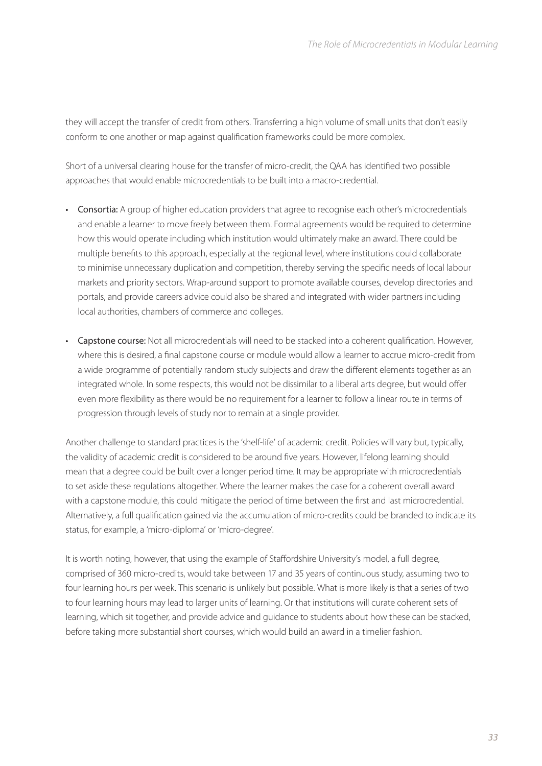they will accept the transfer of credit from others. Transferring a high volume of small units that don't easily conform to one another or map against qualification frameworks could be more complex.

Short of a universal clearing house for the transfer of micro-credit, the QAA has identified two possible approaches that would enable microcredentials to be built into a macro-credential.

- **Consortia:** A group of higher education providers that agree to recognise each other's microcredentials and enable a learner to move freely between them. Formal agreements would be required to determine how this would operate including which institution would ultimately make an award. There could be multiple benefits to this approach, especially at the regional level, where institutions could collaborate to minimise unnecessary duplication and competition, thereby serving the specific needs of local labour markets and priority sectors. Wrap-around support to promote available courses, develop directories and portals, and provide careers advice could also be shared and integrated with wider partners including local authorities, chambers of commerce and colleges.

- **Capstone course:** Not all microcredentials will need to be stacked into a coherent qualification. However, where this is desired, a final capstone course or module would allow a learner to accrue micro-credit from a wide programme of potentially random study subjects and draw the different elements together as an integrated whole. In some respects, this would not be dissimilar to a liberal arts degree, but would offer even more flexibility as there would be no requirement for a learner to follow a linear route in terms of progression through levels of study nor to remain at a single provider.

Another challenge to standard practices is the 'shelf-life' of academic credit. Policies will vary but, typically, the validity of academic credit is considered to be around five years. However, lifelong learning should mean that a degree could be built over a longer period time. It may be appropriate with microcredentials to set aside these regulations altogether. Where the learner makes the case for a coherent overall award with a capstone module, this could mitigate the period of time between the first and last microcredential. Alternatively, a full qualification gained via the accumulation of micro-credits could be branded to indicate its status, for example, a 'micro-diploma' or 'micro-degree'.

It is worth noting, however, that using the example of Staffordshire University's model, a full degree, comprised of 360 micro-credits, would take between 17 and 35 years of continuous study, assuming two to four learning hours per week. This scenario is unlikely but possible. What is more likely is that a series of two to four learning hours may lead to larger units of learning. Or that institutions will curate coherent sets of learning, which sit together, and provide advice and guidance to students about how these can be stacked, before taking more substantial short courses, which would build an award in a timelier fashion.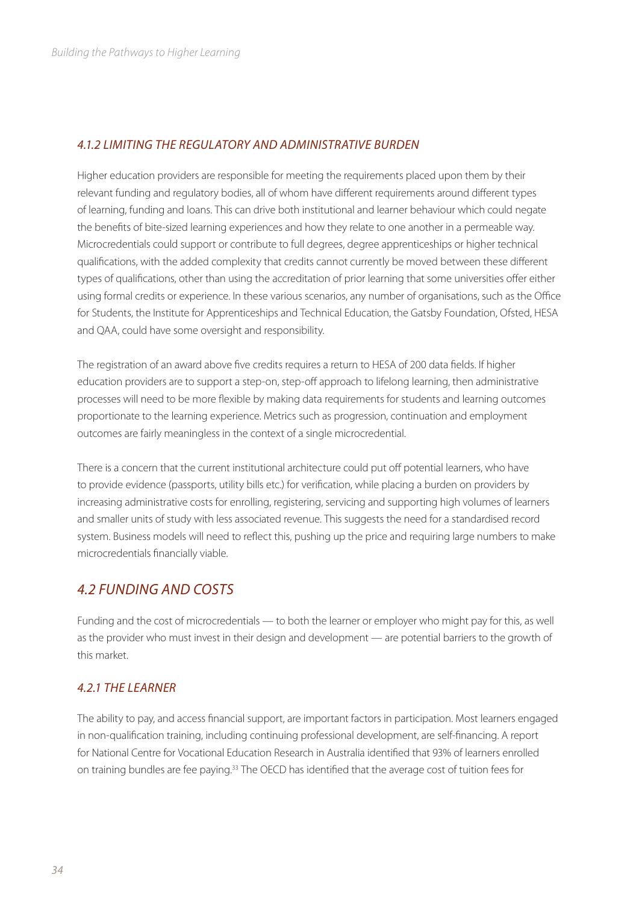### *4.1.2 LIMITING THE REGULATORY AND ADMINISTRATIVE BURDEN*

Higher education providers are responsible for meeting the requirements placed upon them by their relevant funding and regulatory bodies, all of whom have different requirements around different types of learning, funding and loans. This can drive both institutional and learner behaviour which could negate the benefits of bite-sized learning experiences and how they relate to one another in a permeable way. Microcredentials could support or contribute to full degrees, degree apprenticeships or higher technical qualifications, with the added complexity that credits cannot currently be moved between these different types of qualifications, other than using the accreditation of prior learning that some universities offer either using formal credits or experience. In these various scenarios, any number of organisations, such as the Office for Students, the Institute for Apprenticeships and Technical Education, the Gatsby Foundation, Ofsted, HESA and QAA, could have some oversight and responsibility.

The registration of an award above five credits requires a return to HESA of 200 data fields. If higher education providers are to support a step-on, step-off approach to lifelong learning, then administrative processes will need to be more flexible by making data requirements for students and learning outcomes proportionate to the learning experience. Metrics such as progression, continuation and employment outcomes are fairly meaningless in the context of a single microcredential.

There is a concern that the current institutional architecture could put off potential learners, who have to provide evidence (passports, utility bills etc.) for verification, while placing a burden on providers by increasing administrative costs for enrolling, registering, servicing and supporting high volumes of learners and smaller units of study with less associated revenue. This suggests the need for a standardised record system. Business models will need to reflect this, pushing up the price and requiring large numbers to make microcredentials financially viable.

## *4.2 FUNDING AND COSTS*

Funding and the cost of microcredentials — to both the learner or employer who might pay for this, as well as the provider who must invest in their design and development — are potential barriers to the growth of this market.

### *4.2.1 THE LEARNER*

The ability to pay, and access financial support, are important factors in participation. Most learners engaged in non-qualification training, including continuing professional development, are self-financing. A report for National Centre for Vocational Education Research in Australia identified that 93% of learners enrolled on training bundles are fee paying.[33] The OECD has identified that the average cost of tuition fees for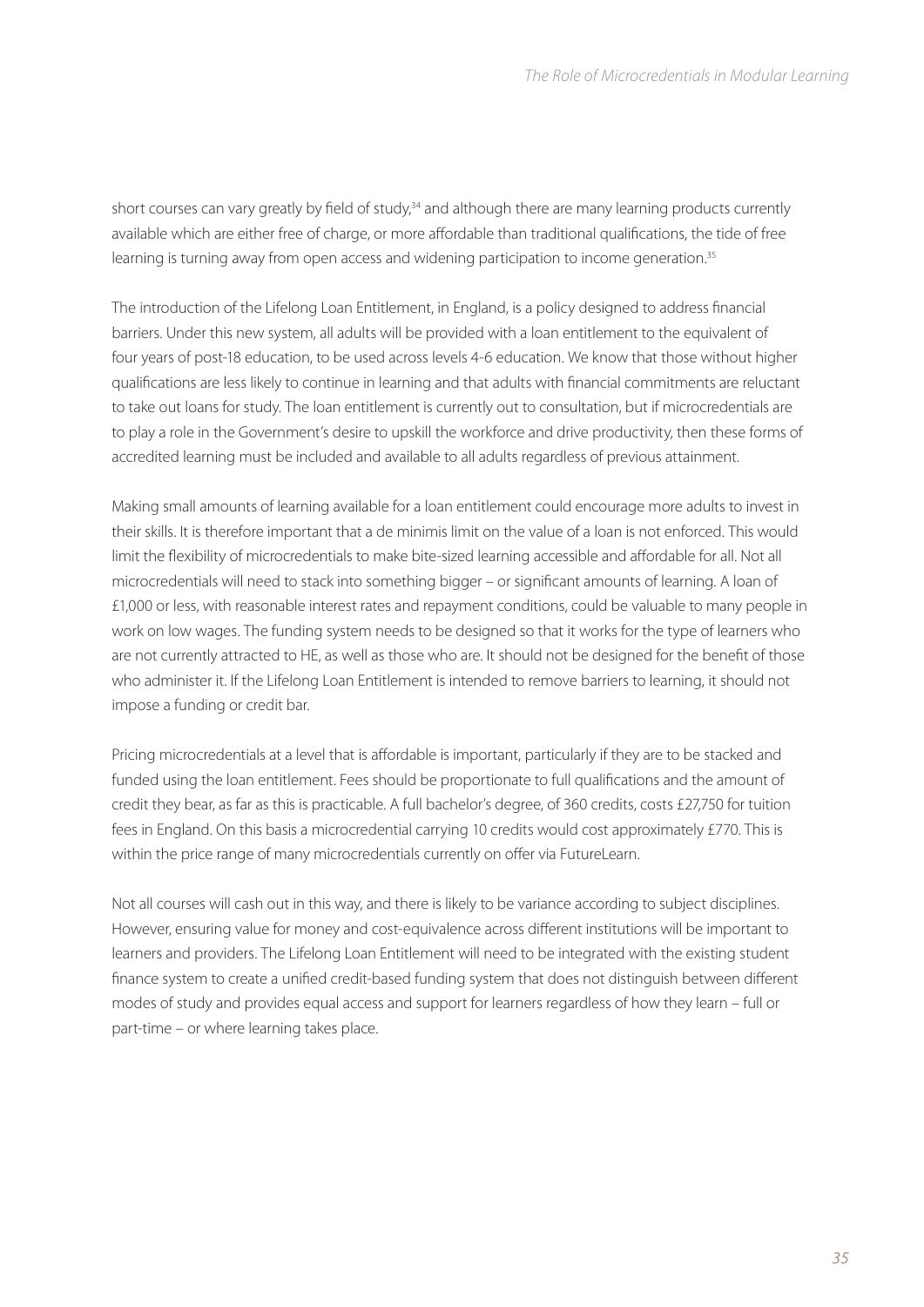short courses can vary greatly by field of study,[34] and although there are many learning products currently available which are either free of charge, or more affordable than traditional qualifications, the tide of free learning is turning away from open access and widening participation to income generation.[35]

The introduction of the Lifelong Loan Entitlement, in England, is a policy designed to address financial barriers. Under this new system, all adults will be provided with a loan entitlement to the equivalent of four years of post-18 education, to be used across levels 4-6 education. We know that those without higher qualifications are less likely to continue in learning and that adults with financial commitments are reluctant to take out loans for study. The loan entitlement is currently out to consultation, but if microcredentials are to play a role in the Government's desire to upskill the workforce and drive productivity, then these forms of accredited learning must be included and available to all adults regardless of previous attainment.

Making small amounts of learning available for a loan entitlement could encourage more adults to invest in their skills. It is therefore important that a de minimis limit on the value of a loan is not enforced. This would limit the flexibility of microcredentials to make bite-sized learning accessible and affordable for all. Not all microcredentials will need to stack into something bigger – or significant amounts of learning. A loan of £1,000 or less, with reasonable interest rates and repayment conditions, could be valuable to many people in work on low wages. The funding system needs to be designed so that it works for the type of learners who are not currently attracted to HE, as well as those who are. It should not be designed for the benefit of those who administer it. If the Lifelong Loan Entitlement is intended to remove barriers to learning, it should not impose a funding or credit bar.

Pricing microcredentials at a level that is affordable is important, particularly if they are to be stacked and funded using the loan entitlement. Fees should be proportionate to full qualifications and the amount of credit they bear, as far as this is practicable. A full bachelor's degree, of 360 credits, costs £27,750 for tuition fees in England. On this basis a microcredential carrying 10 credits would cost approximately £770. This is within the price range of many microcredentials currently on offer via FutureLearn.

Not all courses will cash out in this way, and there is likely to be variance according to subject disciplines. However, ensuring value for money and cost-equivalence across different institutions will be important to learners and providers. The Lifelong Loan Entitlement will need to be integrated with the existing student finance system to create a unified credit-based funding system that does not distinguish between different modes of study and provides equal access and support for learners regardless of how they learn – full or part-time – or where learning takes place.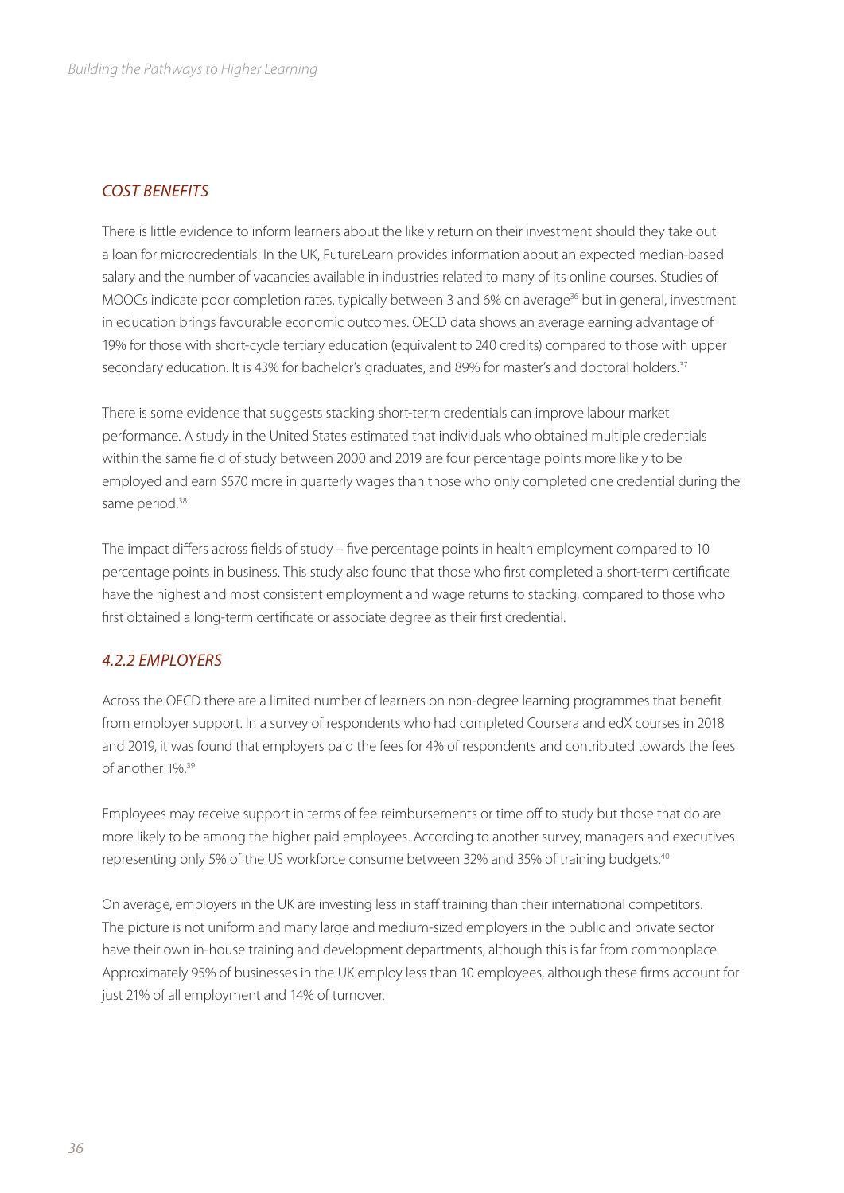### *COST BENEFITS*

There is little evidence to inform learners about the likely return on their investment should they take out a loan for microcredentials. In the UK, FutureLearn provides information about an expected median-based salary and the number of vacancies available in industries related to many of its online courses. Studies of MOOCs indicate poor completion rates, typically between 3 and 6% on average[36] but in general, investment in education brings favourable economic outcomes. OECD data shows an average earning advantage of 19% for those with short-cycle tertiary education (equivalent to 240 credits) compared to those with upper secondary education. It is 43% for bachelor's graduates, and 89% for master's and doctoral holders.[37]

There is some evidence that suggests stacking short-term credentials can improve labour market performance. A study in the United States estimated that individuals who obtained multiple credentials within the same field of study between 2000 and 2019 are four percentage points more likely to be employed and earn $570 more in quarterly wages than those who only completed one credential during the same period.[38]

The impact differs across fields of study – five percentage points in health employment compared to 10 percentage points in business. This study also found that those who first completed a short-term certificate have the highest and most consistent employment and wage returns to stacking, compared to those who first obtained a long-term certificate or associate degree as their first credential.

### *4.2.2 EMPLOYERS*

Across the OECD there are a limited number of learners on non-degree learning programmes that benefit from employer support. In a survey of respondents who had completed Coursera and edX courses in 2018 and 2019, it was found that employers paid the fees for 4% of respondents and contributed towards the fees of another 1%.[39]

Employees may receive support in terms of fee reimbursements or time off to study but those that do are more likely to be among the higher paid employees. According to another survey, managers and executives representing only 5% of the US workforce consume between 32% and 35% of training budgets.[40]

On average, employers in the UK are investing less in staff training than their international competitors. The picture is not uniform and many large and medium-sized employers in the public and private sector have their own in-house training and development departments, although this is far from commonplace. Approximately 95% of businesses in the UK employ less than 10 employees, although these firms account for just 21% of all employment and 14% of turnover.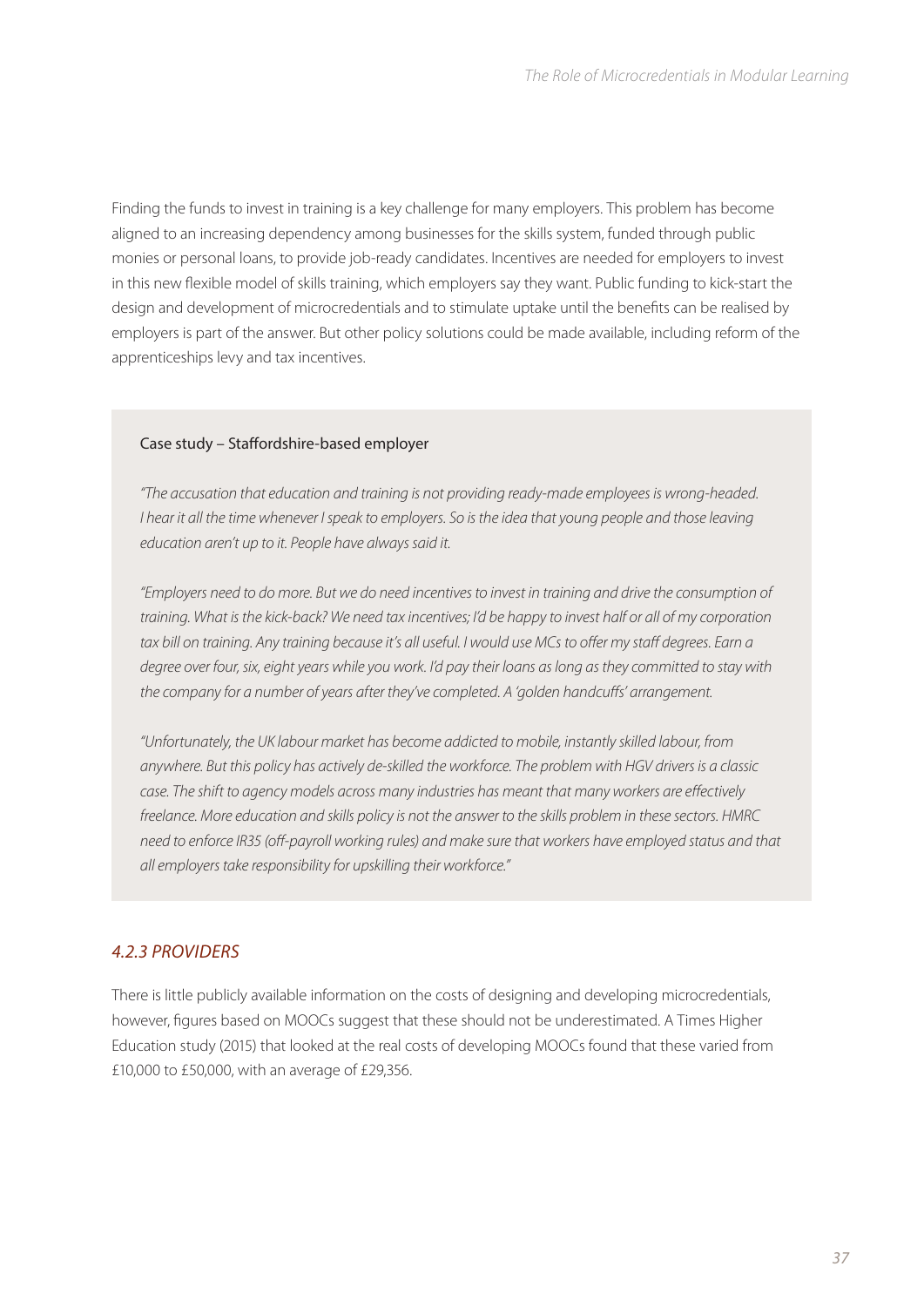Finding the funds to invest in training is a key challenge for many employers. This problem has become aligned to an increasing dependency among businesses for the skills system, funded through public monies or personal loans, to provide job-ready candidates. Incentives are needed for employers to invest in this new flexible model of skills training, which employers say they want. Public funding to kick-start the design and development of microcredentials and to stimulate uptake until the benefits can be realised by employers is part of the answer. But other policy solutions could be made available, including reform of the apprenticeships levy and tax incentives.

> Case study – Staffordshire-based employer
>
> *"The accusation that education and training is not providing ready-made employees is wrong-headed. I hear it all the time whenever I speak to employers. So is the idea that young people and those leaving education aren't up to it. People have always said it.*
>
> *"Employers need to do more. But we do need incentives to invest in training and drive the consumption of training. What is the kick-back? We need tax incentives; I'd be happy to invest half or all of my corporation tax bill on training. Any training because it's all useful. I would use MCs to offer my staff degrees. Earn a degree over four, six, eight years while you work. I'd pay their loans as long as they committed to stay with the company for a number of years after they've completed. A 'golden handcuffs' arrangement.*
>
> *"Unfortunately, the UK labour market has become addicted to mobile, instantly skilled labour, from anywhere. But this policy has actively de-skilled the workforce. The problem with HGV drivers is a classic case. The shift to agency models across many industries has meant that many workers are effectively freelance. More education and skills policy is not the answer to the skills problem in these sectors. HMRC need to enforce IR35 (off-payroll working rules) and make sure that workers have employed status and that all employers take responsibility for upskilling their workforce."*

### *4.2.3 PROVIDERS*

There is little publicly available information on the costs of designing and developing microcredentials, however, figures based on MOOCs suggest that these should not be underestimated. A Times Higher Education study (2015) that looked at the real costs of developing MOOCs found that these varied from £10,000 to £50,000, with an average of £29,356.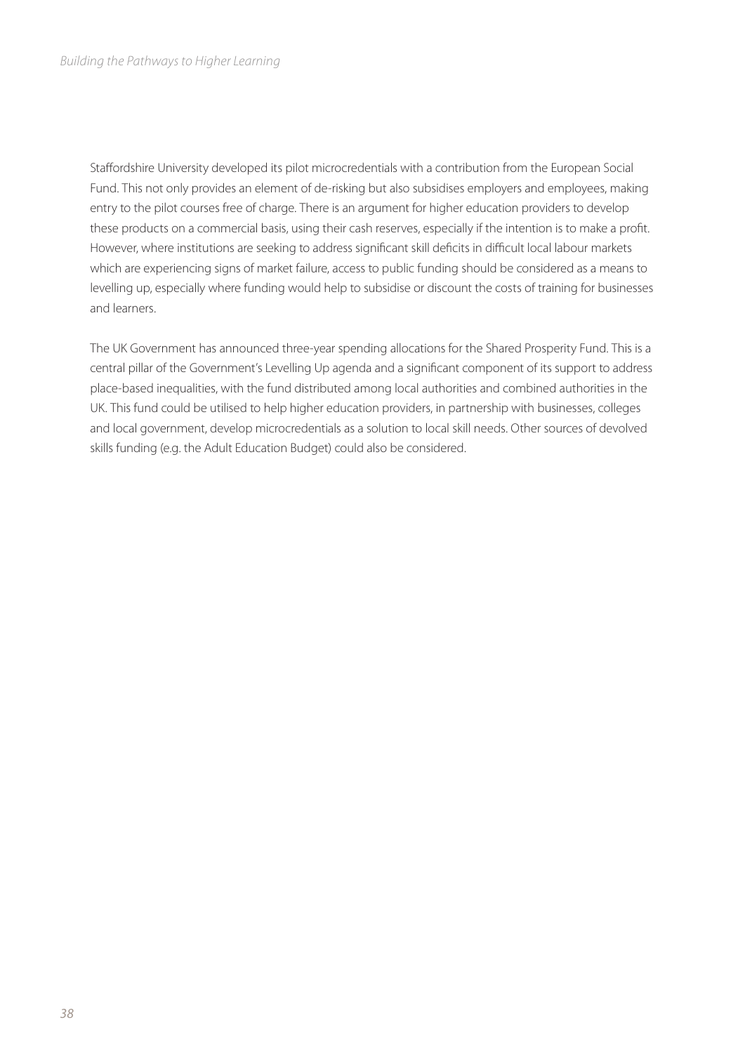Staffordshire University developed its pilot microcredentials with a contribution from the European Social Fund. This not only provides an element of de-risking but also subsidises employers and employees, making entry to the pilot courses free of charge. There is an argument for higher education providers to develop these products on a commercial basis, using their cash reserves, especially if the intention is to make a profit. However, where institutions are seeking to address significant skill deficits in difficult local labour markets which are experiencing signs of market failure, access to public funding should be considered as a means to levelling up, especially where funding would help to subsidise or discount the costs of training for businesses and learners.

The UK Government has announced three-year spending allocations for the Shared Prosperity Fund. This is a central pillar of the Government's Levelling Up agenda and a significant component of its support to address place-based inequalities, with the fund distributed among local authorities and combined authorities in the UK. This fund could be utilised to help higher education providers, in partnership with businesses, colleges and local government, develop microcredentials as a solution to local skill needs. Other sources of devolved skills funding (e.g. the Adult Education Budget) could also be considered.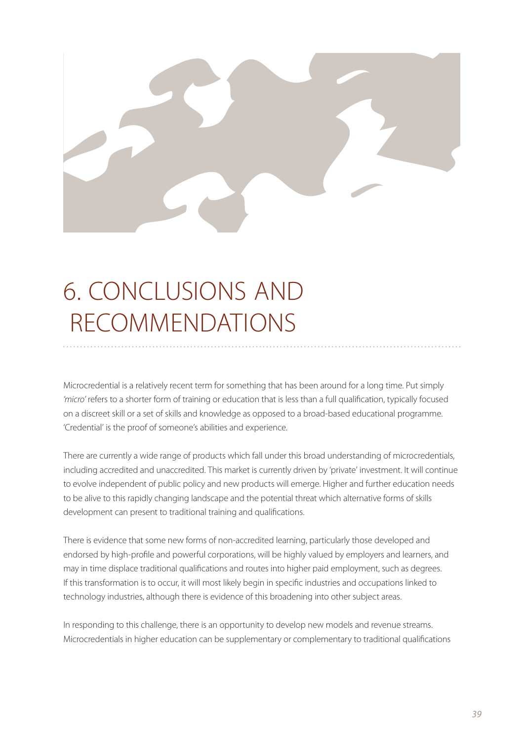# 6. CONCLUSIONS AND RECOMMENDATIONS

Microcredential is a relatively recent term for something that has been around for a long time. Put simply *'micro'* refers to a shorter form of training or education that is less than a full qualification, typically focused on a discreet skill or a set of skills and knowledge as opposed to a broad-based educational programme. 'Credential' is the proof of someone's abilities and experience.

There are currently a wide range of products which fall under this broad understanding of microcredentials, including accredited and unaccredited. This market is currently driven by 'private' investment. It will continue to evolve independent of public policy and new products will emerge. Higher and further education needs to be alive to this rapidly changing landscape and the potential threat which alternative forms of skills development can present to traditional training and qualifications.

There is evidence that some new forms of non-accredited learning, particularly those developed and endorsed by high-profile and powerful corporations, will be highly valued by employers and learners, and may in time displace traditional qualifications and routes into higher paid employment, such as degrees. If this transformation is to occur, it will most likely begin in specific industries and occupations linked to technology industries, although there is evidence of this broadening into other subject areas.

In responding to this challenge, there is an opportunity to develop new models and revenue streams. Microcredentials in higher education can be supplementary or complementary to traditional qualifications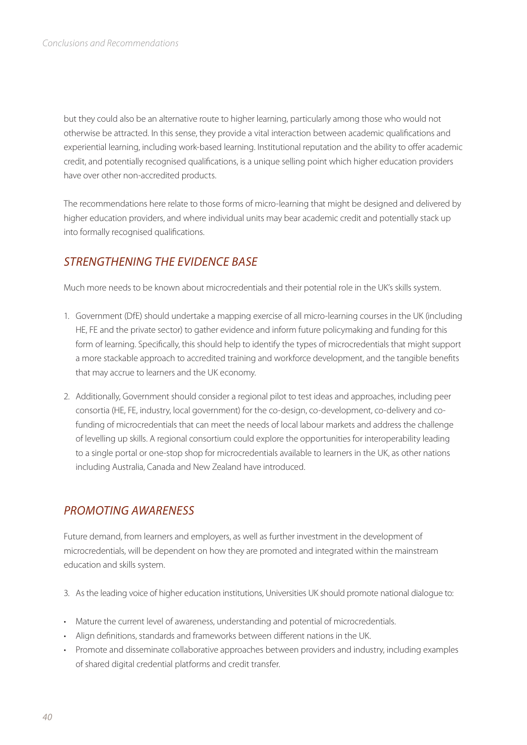but they could also be an alternative route to higher learning, particularly among those who would not otherwise be attracted. In this sense, they provide a vital interaction between academic qualifications and experiential learning, including work-based learning. Institutional reputation and the ability to offer academic credit, and potentially recognised qualifications, is a unique selling point which higher education providers have over other non-accredited products.

The recommendations here relate to those forms of micro-learning that might be designed and delivered by higher education providers, and where individual units may bear academic credit and potentially stack up into formally recognised qualifications.

## *STRENGTHENING THE EVIDENCE BASE*

Much more needs to be known about microcredentials and their potential role in the UK's skills system.

1. Government (DfE) should undertake a mapping exercise of all micro-learning courses in the UK (including HE, FE and the private sector) to gather evidence and inform future policymaking and funding for this form of learning. Specifically, this should help to identify the types of microcredentials that might support a more stackable approach to accredited training and workforce development, and the tangible benefits that may accrue to learners and the UK economy.

2. Additionally, Government should consider a regional pilot to test ideas and approaches, including peer consortia (HE, FE, industry, local government) for the co-design, co-development, co-delivery and co-funding of microcredentials that can meet the needs of local labour markets and address the challenge of levelling up skills. A regional consortium could explore the opportunities for interoperability leading to a single portal or one-stop shop for microcredentials available to learners in the UK, as other nations including Australia, Canada and New Zealand have introduced.

## *PROMOTING AWARENESS*

Future demand, from learners and employers, as well as further investment in the development of microcredentials, will be dependent on how they are promoted and integrated within the mainstream education and skills system.

3. As the leading voice of higher education institutions, Universities UK should promote national dialogue to:

- Mature the current level of awareness, understanding and potential of microcredentials.
- Align definitions, standards and frameworks between different nations in the UK.
- Promote and disseminate collaborative approaches between providers and industry, including examples of shared digital credential platforms and credit transfer.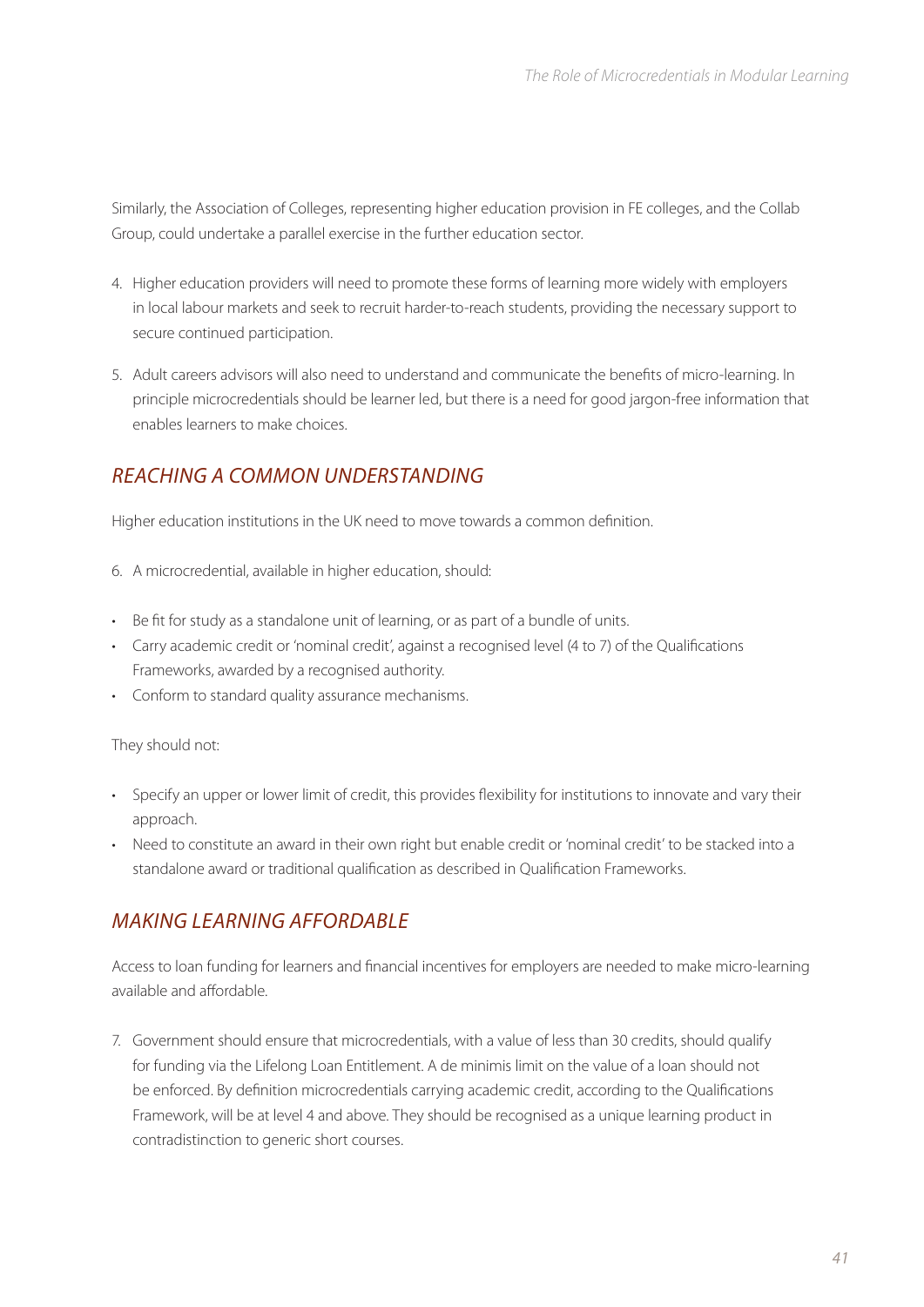Similarly, the Association of Colleges, representing higher education provision in FE colleges, and the Collab Group, could undertake a parallel exercise in the further education sector.

4. Higher education providers will need to promote these forms of learning more widely with employers in local labour markets and seek to recruit harder-to-reach students, providing the necessary support to secure continued participation.

5. Adult careers advisors will also need to understand and communicate the benefits of micro-learning. In principle microcredentials should be learner led, but there is a need for good jargon-free information that enables learners to make choices.

## *REACHING A COMMON UNDERSTANDING*

Higher education institutions in the UK need to move towards a common definition.

6. A microcredential, available in higher education, should:

- Be fit for study as a standalone unit of learning, or as part of a bundle of units.
- Carry academic credit or 'nominal credit', against a recognised level (4 to 7) of the Qualifications Frameworks, awarded by a recognised authority.
- Conform to standard quality assurance mechanisms.

They should not:

- Specify an upper or lower limit of credit, this provides flexibility for institutions to innovate and vary their approach.
- Need to constitute an award in their own right but enable credit or 'nominal credit' to be stacked into a standalone award or traditional qualification as described in Qualification Frameworks.

## *MAKING LEARNING AFFORDABLE*

Access to loan funding for learners and financial incentives for employers are needed to make micro-learning available and affordable.

7. Government should ensure that microcredentials, with a value of less than 30 credits, should qualify for funding via the Lifelong Loan Entitlement. A de minimis limit on the value of a loan should not be enforced. By definition microcredentials carrying academic credit, according to the Qualifications Framework, will be at level 4 and above. They should be recognised as a unique learning product in contradistinction to generic short courses.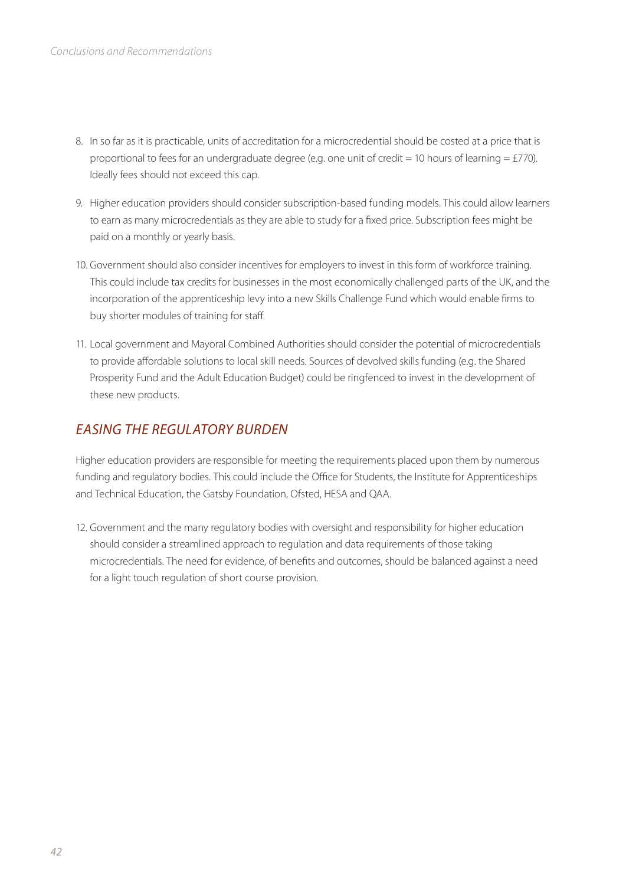8. In so far as it is practicable, units of accreditation for a microcredential should be costed at a price that is proportional to fees for an undergraduate degree (e.g. one unit of credit = 10 hours of learning = £770). Ideally fees should not exceed this cap.

9. Higher education providers should consider subscription-based funding models. This could allow learners to earn as many microcredentials as they are able to study for a fixed price. Subscription fees might be paid on a monthly or yearly basis.

10. Government should also consider incentives for employers to invest in this form of workforce training. This could include tax credits for businesses in the most economically challenged parts of the UK, and the incorporation of the apprenticeship levy into a new Skills Challenge Fund which would enable firms to buy shorter modules of training for staff.

11. Local government and Mayoral Combined Authorities should consider the potential of microcredentials to provide affordable solutions to local skill needs. Sources of devolved skills funding (e.g. the Shared Prosperity Fund and the Adult Education Budget) could be ringfenced to invest in the development of these new products.

## *EASING THE REGULATORY BURDEN*

Higher education providers are responsible for meeting the requirements placed upon them by numerous funding and regulatory bodies. This could include the Office for Students, the Institute for Apprenticeships and Technical Education, the Gatsby Foundation, Ofsted, HESA and QAA.

12. Government and the many regulatory bodies with oversight and responsibility for higher education should consider a streamlined approach to regulation and data requirements of those taking microcredentials. The need for evidence, of benefits and outcomes, should be balanced against a need for a light touch regulation of short course provision.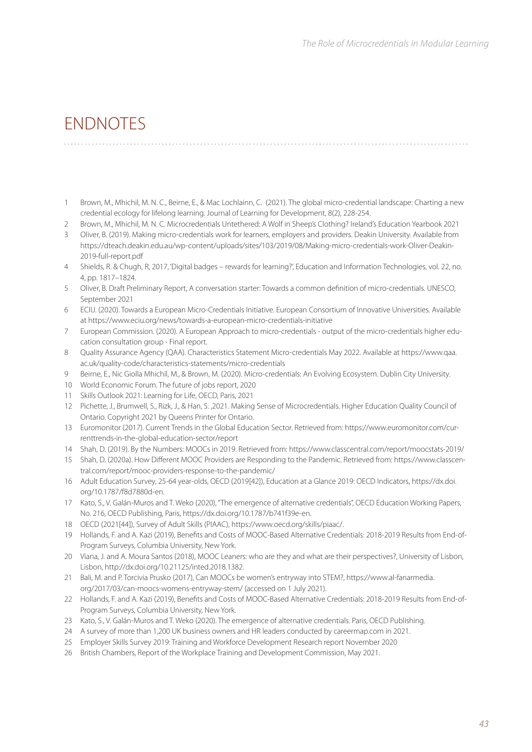# ENDNOTES

1. Brown, M., Mhichil, M. N. C., Beirne, E., & Mac Lochlainn, C. (2021). The global micro-credential landscape: Charting a new credential ecology for lifelong learning. Journal of Learning for Development, 8(2), 228-254.
2. Brown, M., Mhichil, M. N. C. Microcredentials Untethered: A Wolf in Sheep's Clothing? Ireland's Education Yearbook 2021
3. Oliver, B. (2019). Making micro-credentials work for learners, employers and providers. Deakin University. Available from https://dteach.deakin.edu.au/wp-content/uploads/sites/103/2019/08/Making-micro-credentials-work-Oliver-Deakin-2019-full-report.pdf
4. Shields, R. & Chugh, R, 2017, 'Digital badges – rewards for learning?', Education and Information Technologies, vol. 22, no. 4, pp. 1817–1824.
5. Oliver, B. Draft Preliminary Report, A conversation starter: Towards a common definition of micro-credentials. UNESCO, September 2021
6. ECIU. (2020). Towards a European Micro-Credentials Initiative. European Consortium of Innovative Universities. Available at https://www.eciu.org/news/towards-a-european-micro-credentials-initiative
7. European Commission. (2020). A European Approach to micro-credentials - output of the micro-credentials higher education consultation group - Final report.
8. Quality Assurance Agency (QAA). Characteristics Statement Micro-credentials May 2022. Available at https://www.qaa.ac.uk/quality-code/characteristics-statements/micro-credentials
9. Beirne, E., Nic Giolla Mhichíl, M., & Brown, M. (2020). Micro-credentials: An Evolving Ecosystem. Dublin City University.
10. World Economic Forum. The future of jobs report, 2020
11. Skills Outlook 2021: Learning for Life, OECD, Paris, 2021
12. Pichette, J., Brumwell, S., Rizk, J., & Han, S. ,2021. Making Sense of Microcredentials. Higher Education Quality Council of Ontario. Copyright 2021 by Queens Printer for Ontario.
13. Euromonitor (2017). Current Trends in the Global Education Sector. Retrieved from: https://www.euromonitor.com/currenttrends-in-the-global-education-sector/report
14. Shah, D. (2019). By the Numbers: MOOCs in 2019. Retrieved from: https://www.classcentral.com/report/moocstats-2019/
15. Shah, D. (2020a). How Different MOOC Providers are Responding to the Pandemic. Retrieved from: https://www.classcentral.com/report/mooc-providers-response-to-the-pandemic/
16. Adult Education Survey, 25-64 year-olds, OECD (2019[42]), Education at a Glance 2019: OECD Indicators, https://dx.doi.org/10.1787/f8d7880d-en.
17. Kato, S., V. Galán-Muros and T. Weko (2020), "The emergence of alternative credentials", OECD Education Working Papers, No. 216, OECD Publishing, Paris, https://dx.doi.org/10.1787/b741f39e-en.
18. OECD (2021[44]), Survey of Adult Skills (PIAAC), https://www.oecd.org/skills/piaac/.
19. Hollands, F. and A. Kazi (2019), Benefits and Costs of MOOC-Based Alternative Credentials: 2018-2019 Results from End-of-Program Surveys, Columbia University, New York.
20. Viana, J. and A. Moura Santos (2018), MOOC Leaners: who are they and what are their perspectives?, University of Lisbon, Lisbon, http://dx.doi.org/10.21125/inted.2018.1382.
21. Bali, M. and P. Torcivia Prusko (2017), Can MOOCs be women's entryway into STEM?, https://www.al-fanarmedia.org/2017/03/can-moocs-womens-entryway-stem/ (accessed on 1 July 2021).
22. Hollands, F. and A. Kazi (2019), Benefits and Costs of MOOC-Based Alternative Credentials: 2018-2019 Results from End-of-Program Surveys, Columbia University, New York.
23. Kato, S., V. Galán-Muros and T. Weko (2020). The emergence of alternative credentials. Paris, OECD Publishing.
24. A survey of more than 1,200 UK business owners and HR leaders conducted by careermap.com in 2021.
25. Employer Skills Survey 2019: Training and Workforce Development Research report November 2020
26. British Chambers, Report of the Workplace Training and Development Commission, May 2021.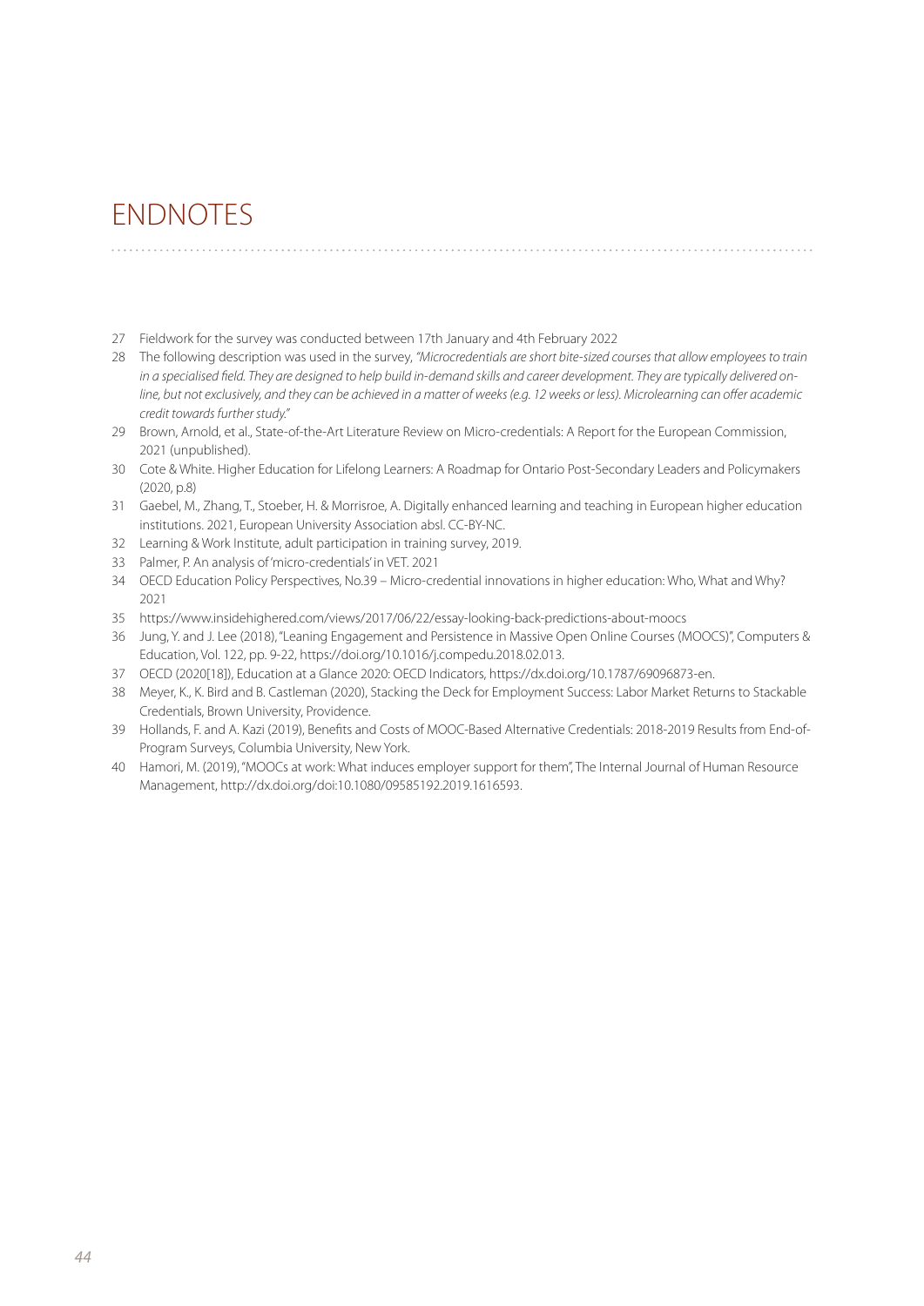# ENDNOTES

27 Fieldwork for the survey was conducted between 17th January and 4th February 2022

28 The following description was used in the survey, *"Microcredentials are short bite-sized courses that allow employees to train in a specialised field. They are designed to help build in-demand skills and career development. They are typically delivered online, but not exclusively, and they can be achieved in a matter of weeks (e.g. 12 weeks or less). Microlearning can offer academic credit towards further study."*

29 Brown, Arnold, et al., State-of-the-Art Literature Review on Micro-credentials: A Report for the European Commission, 2021 (unpublished).

30 Cote & White. Higher Education for Lifelong Learners: A Roadmap for Ontario Post-Secondary Leaders and Policymakers (2020, p.8)

31 Gaebel, M., Zhang, T., Stoeber, H. & Morrisroe, A. Digitally enhanced learning and teaching in European higher education institutions. 2021, European University Association absl. CC-BY-NC.

32 Learning & Work Institute, adult participation in training survey, 2019.

33 Palmer, P. An analysis of 'micro-credentials' in VET. 2021

34 OECD Education Policy Perspectives, No.39 – Micro-credential innovations in higher education: Who, What and Why? 2021

35 https://www.insidehighered.com/views/2017/06/22/essay-looking-back-predictions-about-moocs

36 Jung, Y. and J. Lee (2018), "Leaning Engagement and Persistence in Massive Open Online Courses (MOOCS)", Computers & Education, Vol. 122, pp. 9-22, https://doi.org/10.1016/j.compedu.2018.02.013.

37 OECD (2020[18]), Education at a Glance 2020: OECD Indicators, https://dx.doi.org/10.1787/69096873-en.

38 Meyer, K., K. Bird and B. Castleman (2020), Stacking the Deck for Employment Success: Labor Market Returns to Stackable Credentials, Brown University, Providence.

39 Hollands, F. and A. Kazi (2019), Benefits and Costs of MOOC-Based Alternative Credentials: 2018-2019 Results from End-of-Program Surveys, Columbia University, New York.

40 Hamori, M. (2019), "MOOCs at work: What induces employer support for them", The Internal Journal of Human Resource Management, http://dx.doi.org/doi:10.1080/09585192.2019.1616593.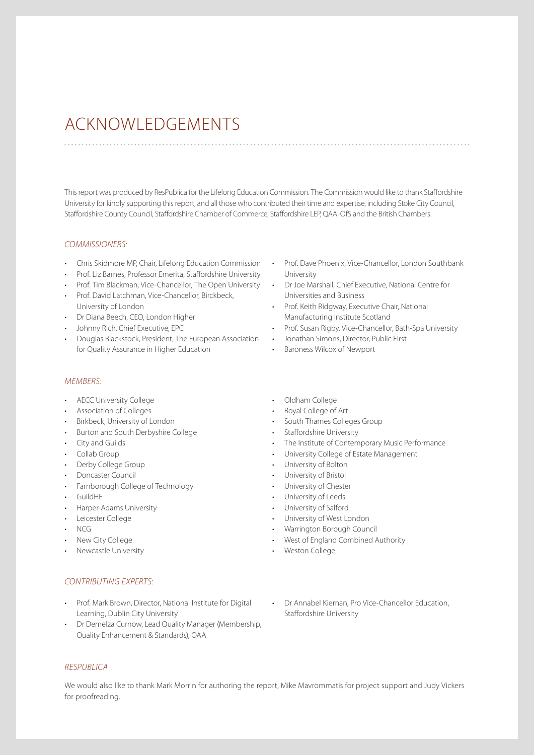# ACKNOWLEDGEMENTS

This report was produced by ResPublica for the Lifelong Education Commission. The Commission would like to thank Staffordshire University for kindly supporting this report, and all those who contributed their time and expertise, including Stoke City Council, Staffordshire County Council, Staffordshire Chamber of Commerce, Staffordshire LEP, QAA, OfS and the British Chambers.

*COMMISSIONERS:*

- Chris Skidmore MP, Chair, Lifelong Education Commission
- Prof. Liz Barnes, Professor Emerita, Staffordshire University
- Prof. Tim Blackman, Vice-Chancellor, The Open University
- Prof. David Latchman, Vice-Chancellor, Birckbeck, University of London
- Dr Diana Beech, CEO, London Higher
- Johnny Rich, Chief Executive, EPC
- Douglas Blackstock, President, The European Association for Quality Assurance in Higher Education
- Prof. Dave Phoenix, Vice-Chancellor, London Southbank University
- Dr Joe Marshall, Chief Executive, National Centre for Universities and Business
- Prof. Keith Ridgway, Executive Chair, National Manufacturing Institute Scotland
- Prof. Susan Rigby, Vice-Chancellor, Bath-Spa University
- Jonathan Simons, Director, Public First
- Baroness Wilcox of Newport

*MEMBERS:*

- AECC University College
- Association of Colleges
- Birkbeck, University of London
- Burton and South Derbyshire College
- City and Guilds
- Collab Group
- Derby College Group
- Doncaster Council
- Farnborough College of Technology
- GuildHE
- Harper-Adams University
- Leicester College
- NCG
- New City College
- Newcastle University
- Oldham College
- Royal College of Art
- South Thames Colleges Group
- Staffordshire University
- The Institute of Contemporary Music Performance
- University College of Estate Management
- University of Bolton
- University of Bristol
- University of Chester
- University of Leeds
- University of Salford
- University of West London
- Warrington Borough Council
- West of England Combined Authority
- Weston College

*CONTRIBUTING EXPERTS:*

- Prof. Mark Brown, Director, National Institute for Digital Learning, Dublin City University
- Dr Demelza Curnow, Lead Quality Manager (Membership, Quality Enhancement & Standards), QAA
- Dr Annabel Kiernan, Pro Vice-Chancellor Education, Staffordshire University

*RESPUBLICA*

We would also like to thank Mark Morrin for authoring the report, Mike Mavrommatis for project support and Judy Vickers for proofreading.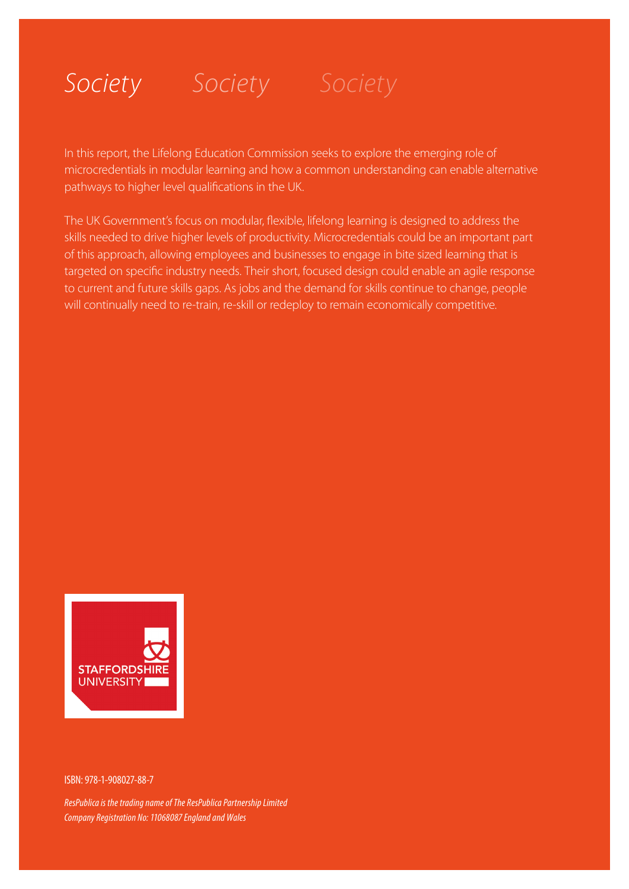*Society* *Society* *Society*

In this report, the Lifelong Education Commission seeks to explore the emerging role of microcredentials in modular learning and how a common understanding can enable alternative pathways to higher level qualifications in the UK.

The UK Government's focus on modular, flexible, lifelong learning is designed to address the skills needed to drive higher levels of productivity. Microcredentials could be an important part of this approach, allowing employees and businesses to engage in bite sized learning that is targeted on specific industry needs. Their short, focused design could enable an agile response to current and future skills gaps. As jobs and the demand for skills continue to change, people will continually need to re-train, re-skill or redeploy to remain economically competitive.

STAFFORDSHIRE UNIVERSITY

ISBN: 978-1-908027-88-7

*ResPublica is the trading name of The ResPublica Partnership Limited*
*Company Registration No: 11068087 England and Wales*